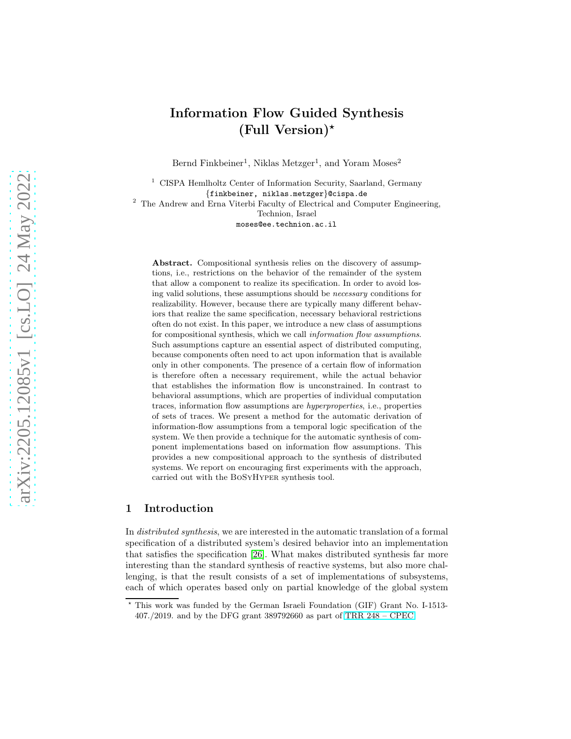# Information Flow Guided Synthesis (Full Version)*

Bernd Finkbeiner[1], Niklas Metzger[1], and Yoram Moses[2]

[1] CISPA Hemlholtz Center of Information Security, Saarland, Germany
{finkbeiner, niklas.metzger}@cispa.de

[2] The Andrew and Erna Viterbi Faculty of Electrical and Computer Engineering, Technion, Israel
moses@ee.technion.ac.il

**Abstract.** Compositional synthesis relies on the discovery of assumptions, i.e., restrictions on the behavior of the remainder of the system that allow a component to realize its specification. In order to avoid losing valid solutions, these assumptions should be *necessary* conditions for realizability. However, because there are typically many different behaviors that realize the same specification, necessary behavioral restrictions often do not exist. In this paper, we introduce a new class of assumptions for compositional synthesis, which we call *information flow assumptions*. Such assumptions capture an essential aspect of distributed computing, because components often need to act upon information that is available only in other components. The presence of a certain flow of information is therefore often a necessary requirement, while the actual behavior that establishes the information flow is unconstrained. In contrast to behavioral assumptions, which are properties of individual computation traces, information flow assumptions are *hyperproperties*, i.e., properties of sets of traces. We present a method for the automatic derivation of information-flow assumptions from a temporal logic specification of the system. We then provide a technique for the automatic synthesis of component implementations based on information flow assumptions. This provides a new compositional approach to the synthesis of distributed systems. We report on encouraging first experiments with the approach, carried out with the BoSyHyper synthesis tool.

## 1 Introduction

In *distributed synthesis*, we are interested in the automatic translation of a formal specification of a distributed system's desired behavior into an implementation that satisfies the specification [26]. What makes distributed synthesis far more interesting than the standard synthesis of reactive systems, but also more challenging, is that the result consists of a set of implementations of subsystems, each of which operates based only on partial knowledge of the global system

* This work was funded by the German Israeli Foundation (GIF) Grant No. I-1513-407./2019. and by the DFG grant 389792660 as part of TRR 248 – CPEC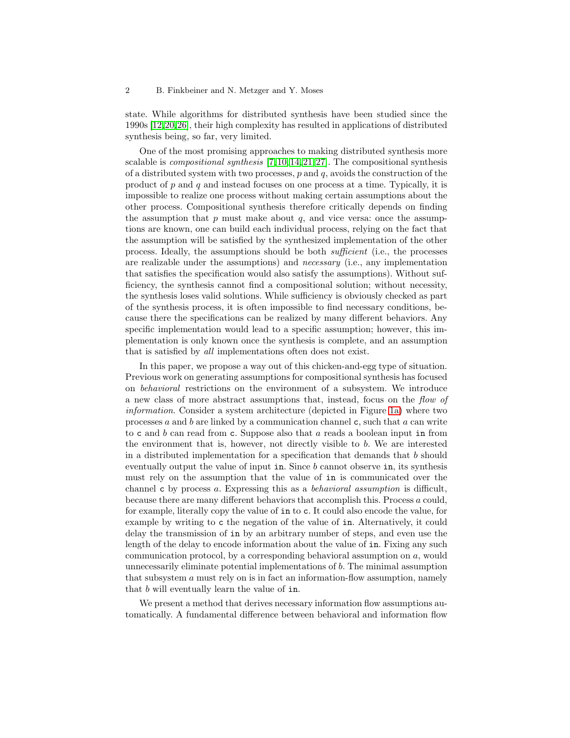state. While algorithms for distributed synthesis have been studied since the 1990s [12,20,26], their high complexity has resulted in applications of distributed synthesis being, so far, very limited.

One of the most promising approaches to making distributed synthesis more scalable is *compositional synthesis* [7,10,14,21,27]. The compositional synthesis of a distributed system with two processes, $p$ and $q$, avoids the construction of the product of $p$ and $q$ and instead focuses on one process at a time. Typically, it is impossible to realize one process without making certain assumptions about the other process. Compositional synthesis therefore critically depends on finding the assumption that $p$ must make about $q$, and vice versa: once the assumptions are known, one can build each individual process, relying on the fact that the assumption will be satisfied by the synthesized implementation of the other process. Ideally, the assumptions should be both *sufficient* (i.e., the processes are realizable under the assumptions) and *necessary* (i.e., any implementation that satisfies the specification would also satisfy the assumptions). Without sufficiency, the synthesis cannot find a compositional solution; without necessity, the synthesis loses valid solutions. While sufficiency is obviously checked as part of the synthesis process, it is often impossible to find necessary conditions, because there the specifications can be realized by many different behaviors. Any specific implementation would lead to a specific assumption; however, this implementation is only known once the synthesis is complete, and an assumption that is satisfied by *all* implementations often does not exist.

In this paper, we propose a way out of this chicken-and-egg type of situation. Previous work on generating assumptions for compositional synthesis has focused on *behavioral* restrictions on the environment of a subsystem. We introduce a new class of more abstract assumptions that, instead, focus on the *flow of information*. Consider a system architecture (depicted in Figure 1a) where two processes $a$ and $b$ are linked by a communication channel `c`, such that $a$ can write to `c` and $b$ can read from `c`. Suppose also that $a$ reads a boolean input `in` from the environment that is, however, not directly visible to $b$. We are interested in a distributed implementation for a specification that demands that $b$ should eventually output the value of input `in`. Since $b$ cannot observe `in`, its synthesis must rely on the assumption that the value of `in` is communicated over the channel `c` by process $a$. Expressing this as a *behavioral assumption* is difficult, because there are many different behaviors that accomplish this. Process $a$ could, for example, literally copy the value of `in` to `c`. It could also encode the value, for example by writing to `c` the negation of the value of `in`. Alternatively, it could delay the transmission of `in` by an arbitrary number of steps, and even use the length of the delay to encode information about the value of `in`. Fixing any such communication protocol, by a corresponding behavioral assumption on $a$, would unnecessarily eliminate potential implementations of $b$. The minimal assumption that subsystem $a$ must rely on is in fact an information-flow assumption, namely that $b$ will eventually learn the value of `in`.

We present a method that derives necessary information flow assumptions automatically. A fundamental difference between behavioral and information flow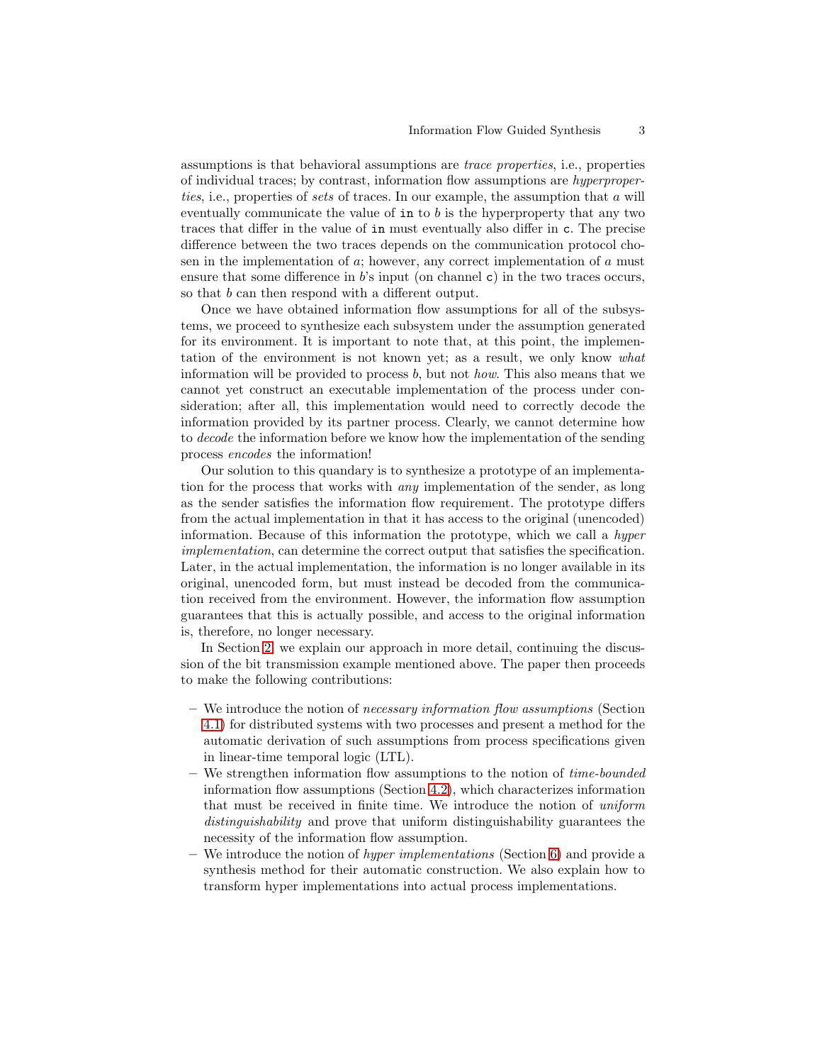assumptions is that behavioral assumptions are *trace properties*, i.e., properties of individual traces; by contrast, information flow assumptions are *hyperproperties*, i.e., properties of *sets* of traces. In our example, the assumption that $a$ will eventually communicate the value of `in` to $b$ is the hyperproperty that any two traces that differ in the value of `in` must eventually also differ in `c`. The precise difference between the two traces depends on the communication protocol chosen in the implementation of $a$; however, any correct implementation of $a$ must ensure that some difference in $b$'s input (on channel `c`) in the two traces occurs, so that $b$ can then respond with a different output.

Once we have obtained information flow assumptions for all of the subsystems, we proceed to synthesize each subsystem under the assumption generated for its environment. It is important to note that, at this point, the implementation of the environment is not known yet; as a result, we only know *what* information will be provided to process $b$, but not *how*. This also means that we cannot yet construct an executable implementation of the process under consideration; after all, this implementation would need to correctly decode the information provided by its partner process. Clearly, we cannot determine how to *decode* the information before we know how the implementation of the sending process *encodes* the information!

Our solution to this quandary is to synthesize a prototype of an implementation for the process that works with *any* implementation of the sender, as long as the sender satisfies the information flow requirement. The prototype differs from the actual implementation in that it has access to the original (unencoded) information. Because of this information the prototype, which we call a *hyper implementation*, can determine the correct output that satisfies the specification. Later, in the actual implementation, the information is no longer available in its original, unencoded form, but must instead be decoded from the communication received from the environment. However, the information flow assumption guarantees that this is actually possible, and access to the original information is, therefore, no longer necessary.

In Section 2, we explain our approach in more detail, continuing the discussion of the bit transmission example mentioned above. The paper then proceeds to make the following contributions:

- We introduce the notion of *necessary information flow assumptions* (Section 4.1) for distributed systems with two processes and present a method for the automatic derivation of such assumptions from process specifications given in linear-time temporal logic (LTL).
- We strengthen information flow assumptions to the notion of *time-bounded* information flow assumptions (Section 4.2), which characterizes information that must be received in finite time. We introduce the notion of *uniform distinguishability* and prove that uniform distinguishability guarantees the necessity of the information flow assumption.
- We introduce the notion of *hyper implementations* (Section 6) and provide a synthesis method for their automatic construction. We also explain how to transform hyper implementations into actual process implementations.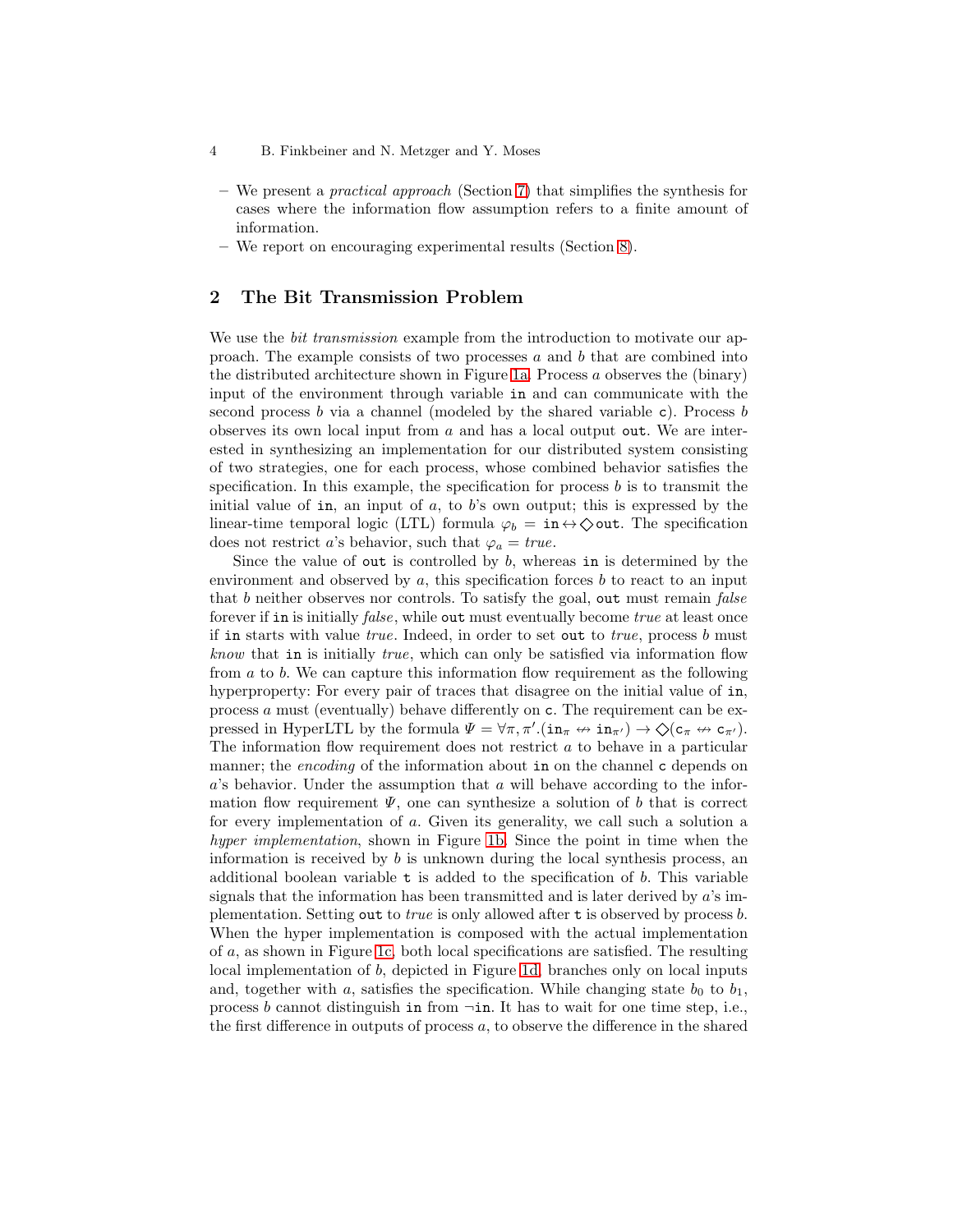- We present a *practical approach* (Section 7) that simplifies the synthesis for cases where the information flow assumption refers to a finite amount of information.
- We report on encouraging experimental results (Section 8).

## 2 The Bit Transmission Problem

We use the *bit transmission* example from the introduction to motivate our approach. The example consists of two processes $a$ and $b$ that are combined into the distributed architecture shown in Figure 1a. Process $a$ observes the (binary) input of the environment through variable $\texttt{in}$ and can communicate with the second process $b$ via a channel (modeled by the shared variable $\texttt{c}$). Process $b$ observes its own local input from $a$ and has a local output $\texttt{out}$. We are interested in synthesizing an implementation for our distributed system consisting of two strategies, one for each process, whose combined behavior satisfies the specification. In this example, the specification for process $b$ is to transmit the initial value of $\texttt{in}$, an input of $a$, to $b$'s own output; this is expressed by the linear-time temporal logic (LTL) formula $\varphi_b = \texttt{in} \leftrightarrow \diamondsuit \texttt{out}$. The specification does not restrict $a$'s behavior, such that $\varphi_a = \mathit{true}$.

Since the value of $\texttt{out}$ is controlled by $b$, whereas $\texttt{in}$ is determined by the environment and observed by $a$, this specification forces $b$ to react to an input that $b$ neither observes nor controls. To satisfy the goal, $\texttt{out}$ must remain *false* forever if $\texttt{in}$ is initially *false*, while $\texttt{out}$ must eventually become *true* at least once if $\texttt{in}$ starts with value *true*. Indeed, in order to set $\texttt{out}$ to *true*, process $b$ must *know* that $\texttt{in}$ is initially *true*, which can only be satisfied via information flow from $a$ to $b$. We can capture this information flow requirement as the following hyperproperty: For every pair of traces that disagree on the initial value of $\texttt{in}$, process $a$ must (eventually) behave differently on $\texttt{c}$. The requirement can be expressed in HyperLTL by the formula $\Psi = \forall \pi, \pi'. (\texttt{in}_\pi \not\leftrightarrow \texttt{in}_{\pi'}) \rightarrow \diamondsuit(\texttt{c}_\pi \not\leftrightarrow \texttt{c}_{\pi'})$. The information flow requirement does not restrict $a$ to behave in a particular manner; the *encoding* of the information about $\texttt{in}$ on the channel $\texttt{c}$ depends on $a$'s behavior. Under the assumption that $a$ will behave according to the information flow requirement $\Psi$, one can synthesize a solution of $b$ that is correct for every implementation of $a$. Given its generality, we call such a solution a *hyper implementation*, shown in Figure 1b. Since the point in time when the information is received by $b$ is unknown during the local synthesis process, an additional boolean variable $\texttt{t}$ is added to the specification of $b$. This variable signals that the information has been transmitted and is later derived by $a$'s implementation. Setting $\texttt{out}$ to *true* is only allowed after $\texttt{t}$ is observed by process $b$. When the hyper implementation is composed with the actual implementation of $a$, as shown in Figure 1c, both local specifications are satisfied. The resulting local implementation of $b$, depicted in Figure 1d, branches only on local inputs and, together with $a$, satisfies the specification. While changing state $b_0$ to $b_1$, process $b$ cannot distinguish $\texttt{in}$ from $\neg\texttt{in}$. It has to wait for one time step, i.e., the first difference in outputs of process $a$, to observe the difference in the shared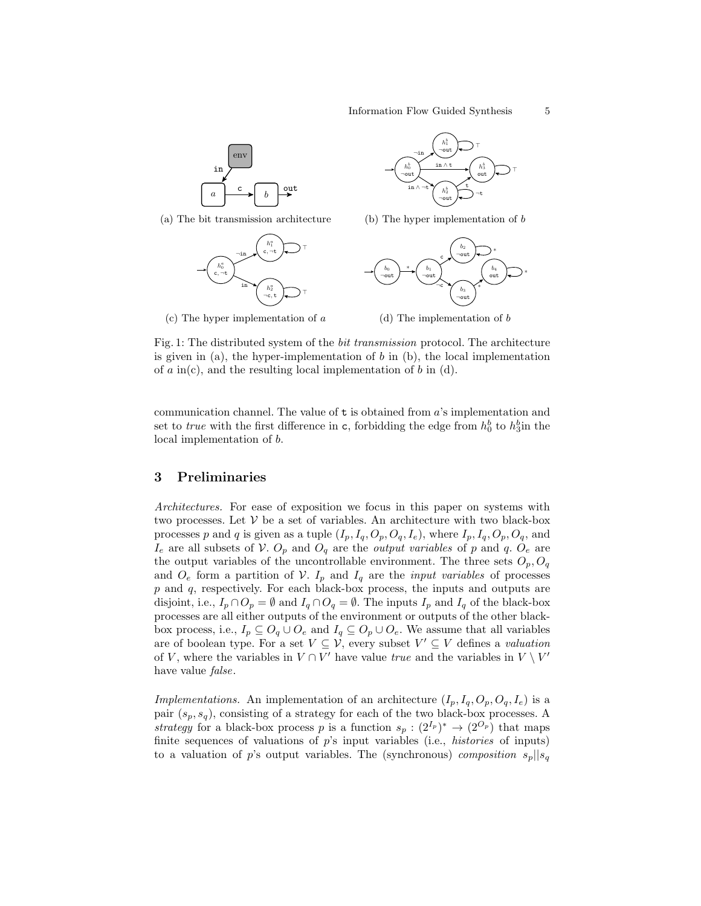(a) The bit transmission architecture

(b) The hyper implementation of $b$

(c) The hyper implementation of $a$

(d) The implementation of $b$

Fig. 1: The distributed system of the *bit transmission* protocol. The architecture is given in (a), the hyper-implementation of $b$ in (b), the local implementation of $a$ in(c), and the resulting local implementation of $b$ in (d).

communication channel. The value of $\mathtt{t}$ is obtained from $a$'s implementation and set to *true* with the first difference in $\mathtt{c}$, forbidding the edge from $h_0^b$ to $h_3^b$in the local implementation of $b$.

## 3 Preliminaries

*Architectures.* For ease of exposition we focus in this paper on systems with two processes. Let $\mathcal{V}$ be a set of variables. An architecture with two black-box processes $p$ and $q$ is given as a tuple $(I_p, I_q, O_p, O_q, I_e)$, where $I_p, I_q, O_p, O_q$, and $I_e$ are all subsets of $\mathcal{V}$. $O_p$ and $O_q$ are the *output variables* of $p$ and $q$. $O_e$ are the output variables of the uncontrollable environment. The three sets $O_p, O_q$ and $O_e$ form a partition of $\mathcal{V}$. $I_p$ and $I_q$ are the *input variables* of processes $p$ and $q$, respectively. For each black-box process, the inputs and outputs are disjoint, i.e., $I_p \cap O_p = \emptyset$ and $I_q \cap O_q = \emptyset$. The inputs $I_p$ and $I_q$ of the black-box processes are all either outputs of the environment or outputs of the other black-box process, i.e., $I_p \subseteq O_q \cup O_e$ and $I_q \subseteq O_p \cup O_e$. We assume that all variables are of boolean type. For a set $V \subseteq \mathcal{V}$, every subset $V' \subseteq V$ defines a *valuation* of $V$, where the variables in $V \cap V'$ have value *true* and the variables in $V \setminus V'$ have value *false*.

*Implementations.* An implementation of an architecture $(I_p, I_q, O_p, O_q, I_e)$ is a pair $(s_p, s_q)$, consisting of a strategy for each of the two black-box processes. A *strategy* for a black-box process $p$ is a function $s_p : (2^{I_p})^* \rightarrow (2^{O_p})$ that maps finite sequences of valuations of $p$'s input variables (i.e., *histories* of inputs) to a valuation of $p$'s output variables. The (synchronous) *composition* $s_p||s_q$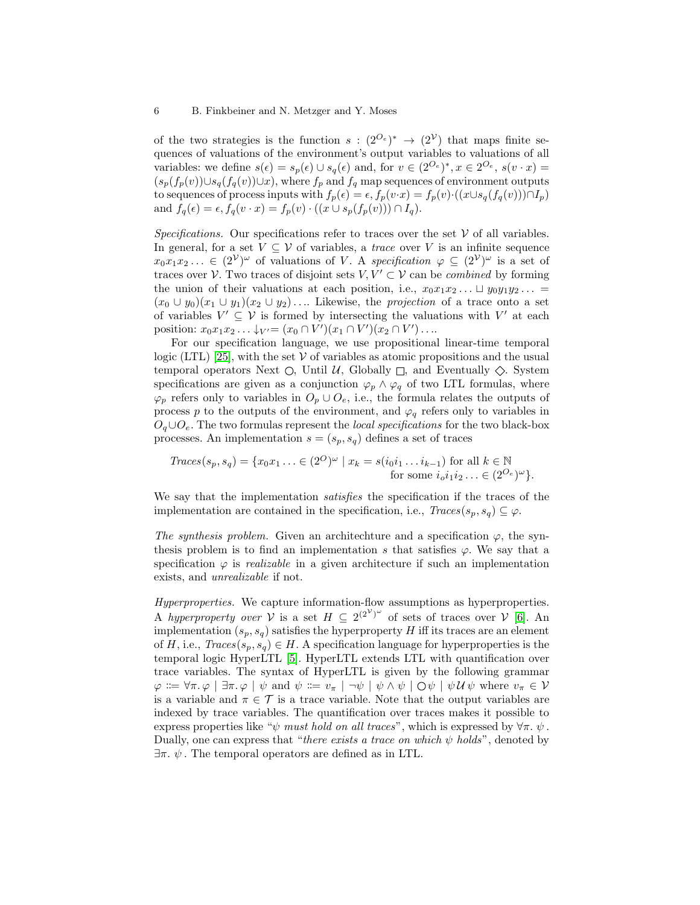of the two strategies is the function $s : (2^{O_e})^* \to (2^{\mathcal{V}})$ that maps finite sequences of valuations of the environment's output variables to valuations of all variables: we define $s(\epsilon) = s_p(\epsilon) \cup s_q(\epsilon)$ and, for $v \in (2^{O_e})^*, x \in 2^{O_e}$, $s(v \cdot x) = (s_p(f_p(v)) \cup s_q(f_q(v)) \cup x)$, where $f_p$ and $f_q$ map sequences of environment outputs to sequences of process inputs with $f_p(\epsilon) = \epsilon, f_p(v \cdot x) = f_p(v) \cdot ((x \cup s_q(f_q(v))) \cap I_p)$ and $f_q(\epsilon) = \epsilon, f_q(v \cdot x) = f_p(v) \cdot ((x \cup s_p(f_p(v))) \cap I_q)$.

*Specifications.* Our specifications refer to traces over the set $\mathcal{V}$ of all variables. In general, for a set $V \subseteq \mathcal{V}$ of variables, a *trace* over $V$ is an infinite sequence $x_0 x_1 x_2 \ldots \in (2^{\mathcal{V}})^\omega$ of valuations of $V$. A *specification* $\varphi \subseteq (2^{\mathcal{V}})^\omega$ is a set of traces over $\mathcal{V}$. Two traces of disjoint sets $V, V' \subset \mathcal{V}$ can be *combined* by forming the union of their valuations at each position, i.e., $x_0 x_1 x_2 \ldots \sqcup y_0 y_1 y_2 \ldots = (x_0 \cup y_0)(x_1 \cup y_1)(x_2 \cup y_2) \ldots$. Likewise, the *projection* of a trace onto a set of variables $V' \subseteq \mathcal{V}$ is formed by intersecting the valuations with $V'$ at each position: $x_0 x_1 x_2 \ldots \downarrow_{V'} = (x_0 \cap V')(x_1 \cap V')(x_2 \cap V') \ldots$.

For our specification language, we use propositional linear-time temporal logic (LTL) [25], with the set $\mathcal{V}$ of variables as atomic propositions and the usual temporal operators Next $\bigcirc$, Until $\mathcal{U}$, Globally $\square$, and Eventually $\diamondsuit$. System specifications are given as a conjunction $\varphi_p \wedge \varphi_q$ of two LTL formulas, where $\varphi_p$ refers only to variables in $O_p \cup O_e$, i.e., the formula relates the outputs of process $p$ to the outputs of the environment, and $\varphi_q$ refers only to variables in $O_q \cup O_e$. The two formulas represent the *local specifications* for the two black-box processes. An implementation $s = (s_p, s_q)$ defines a set of traces

$$Traces(s_p, s_q) = \{x_0 x_1 \ldots \in (2^O)^\omega \mid x_k = s(i_0 i_1 \ldots i_{k-1}) \text{ for all } k \in \mathbb{N} \text{ for some } i_o i_1 i_2 \ldots \in (2^{O_e})^\omega\}.$$

We say that the implementation *satisfies* the specification if the traces of the implementation are contained in the specification, i.e., $Traces(s_p, s_q) \subseteq \varphi$.

*The synthesis problem.* Given an architechture and a specification $\varphi$, the synthesis problem is to find an implementation $s$ that satisfies $\varphi$. We say that a specification $\varphi$ is *realizable* in a given architecture if such an implementation exists, and *unrealizable* if not.

*Hyperproperties.* We capture information-flow assumptions as hyperproperties. A *hyperproperty over* $\mathcal{V}$ is a set $H \subseteq 2^{(2^{\mathcal{V}})^\omega}$ of sets of traces over $\mathcal{V}$ [6]. An implementation $(s_p, s_q)$ satisfies the hyperproperty $H$ iff its traces are an element of $H$, i.e., $Traces(s_p, s_q) \in H$. A specification language for hyperproperties is the temporal logic HyperLTL [5]. HyperLTL extends LTL with quantification over trace variables. The syntax of HyperLTL is given by the following grammar $\varphi ::= \forall \pi. \varphi \mid \exists \pi. \varphi \mid \psi$ and $\psi ::= v_\pi \mid \neg \psi \mid \psi \wedge \psi \mid \bigcirc \psi \mid \psi \,\mathcal{U}\, \psi$ where $v_\pi \in \mathcal{V}$ is a variable and $\pi \in \mathcal{T}$ is a trace variable. Note that the output variables are indexed by trace variables. The quantification over traces makes it possible to express properties like "*$\psi$ must hold on all traces*", which is expressed by $\forall \pi.\ \psi$. Dually, one can express that "*there exists a trace on which $\psi$ holds*", denoted by $\exists \pi.\ \psi$. The temporal operators are defined as in LTL.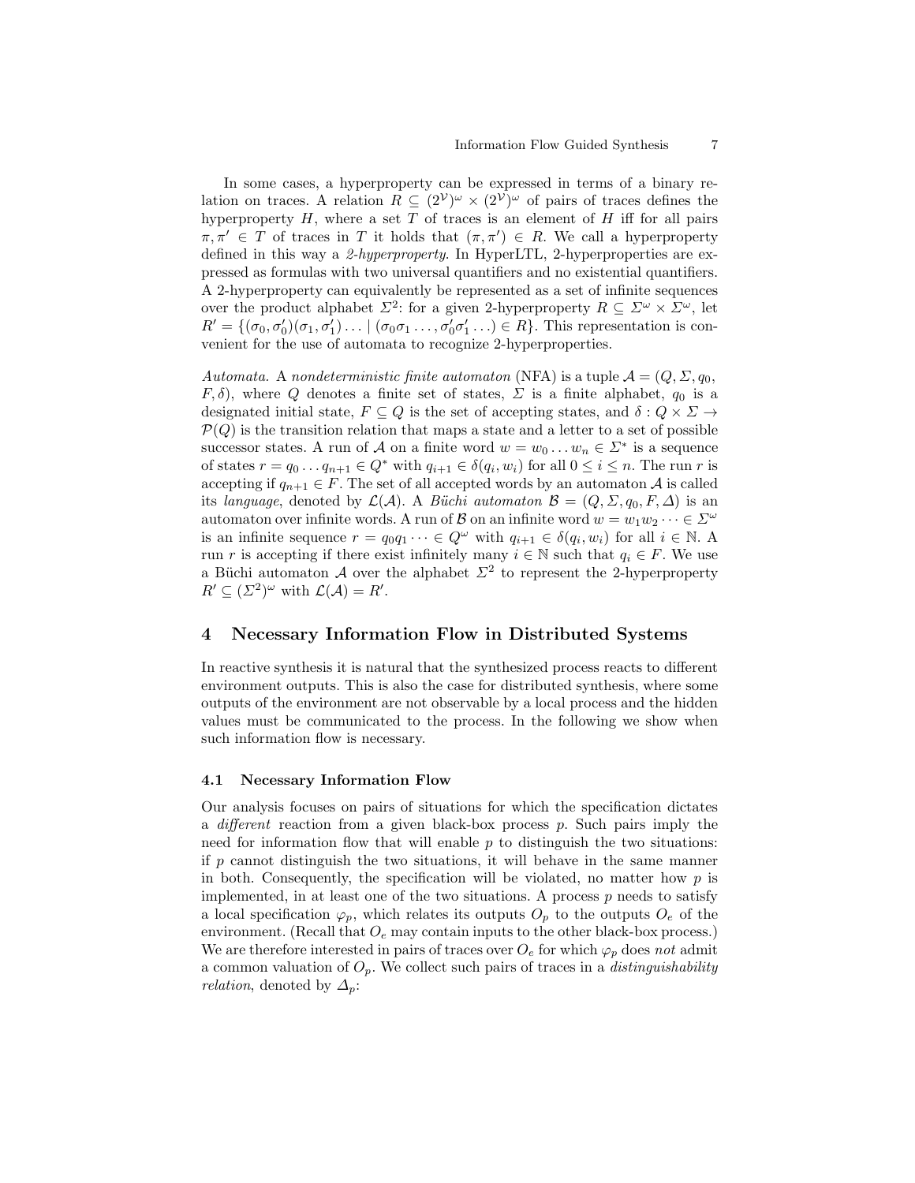In some cases, a hyperproperty can be expressed in terms of a binary relation on traces. A relation $R \subseteq (2^{\mathcal{V}})^\omega \times (2^{\mathcal{V}})^\omega$ of pairs of traces defines the hyperproperty $H$, where a set $T$ of traces is an element of $H$ iff for all pairs $\pi, \pi' \in T$ of traces in $T$ it holds that $(\pi, \pi') \in R$. We call a hyperproperty defined in this way a *2-hyperproperty*. In HyperLTL, 2-hyperproperties are expressed as formulas with two universal quantifiers and no existential quantifiers. A 2-hyperproperty can equivalently be represented as a set of infinite sequences over the product alphabet $\Sigma^2$: for a given 2-hyperproperty $R \subseteq \Sigma^\omega \times \Sigma^\omega$, let $R' = \{(\sigma_0, \sigma_0')(\sigma_1, \sigma_1') \ldots \mid (\sigma_0\sigma_1 \ldots, \sigma_0'\sigma_1' \ldots) \in R\}$. This representation is convenient for the use of automata to recognize 2-hyperproperties.

*Automata.* A *nondeterministic finite automaton* (NFA) is a tuple $\mathcal{A} = (Q, \Sigma, q_0, F, \delta)$, where $Q$ denotes a finite set of states, $\Sigma$ is a finite alphabet, $q_0$ is a designated initial state, $F \subseteq Q$ is the set of accepting states, and $\delta : Q \times \Sigma \to \mathcal{P}(Q)$ is the transition relation that maps a state and a letter to a set of possible successor states. A run of $\mathcal{A}$ on a finite word $w = w_0 \ldots w_n \in \Sigma^*$ is a sequence of states $r = q_0 \ldots q_{n+1} \in Q^*$ with $q_{i+1} \in \delta(q_i, w_i)$ for all $0 \leq i \leq n$. The run $r$ is accepting if $q_{n+1} \in F$. The set of all accepted words by an automaton $\mathcal{A}$ is called its *language*, denoted by $\mathcal{L}(\mathcal{A})$. A *Büchi automaton* $\mathcal{B} = (Q, \Sigma, q_0, F, \Delta)$ is an automaton over infinite words. A run of $\mathcal{B}$ on an infinite word $w = w_1 w_2 \cdots \in \Sigma^\omega$ is an infinite sequence $r = q_0 q_1 \cdots \in Q^\omega$ with $q_{i+1} \in \delta(q_i, w_i)$ for all $i \in \mathbb{N}$. A run $r$ is accepting if there exist infinitely many $i \in \mathbb{N}$ such that $q_i \in F$. We use a Büchi automaton $\mathcal{A}$ over the alphabet $\Sigma^2$ to represent the 2-hyperproperty $R' \subseteq (\Sigma^2)^\omega$ with $\mathcal{L}(\mathcal{A}) = R'$.

## 4 Necessary Information Flow in Distributed Systems

In reactive synthesis it is natural that the synthesized process reacts to different environment outputs. This is also the case for distributed synthesis, where some outputs of the environment are not observable by a local process and the hidden values must be communicated to the process. In the following we show when such information flow is necessary.

### 4.1 Necessary Information Flow

Our analysis focuses on pairs of situations for which the specification dictates a *different* reaction from a given black-box process $p$. Such pairs imply the need for information flow that will enable $p$ to distinguish the two situations: if $p$ cannot distinguish the two situations, it will behave in the same manner in both. Consequently, the specification will be violated, no matter how $p$ is implemented, in at least one of the two situations. A process $p$ needs to satisfy a local specification $\varphi_p$, which relates its outputs $O_p$ to the outputs $O_e$ of the environment. (Recall that $O_e$ may contain inputs to the other black-box process.) We are therefore interested in pairs of traces over $O_e$ for which $\varphi_p$ does *not* admit a common valuation of $O_p$. We collect such pairs of traces in a *distinguishability relation*, denoted by $\Delta_p$: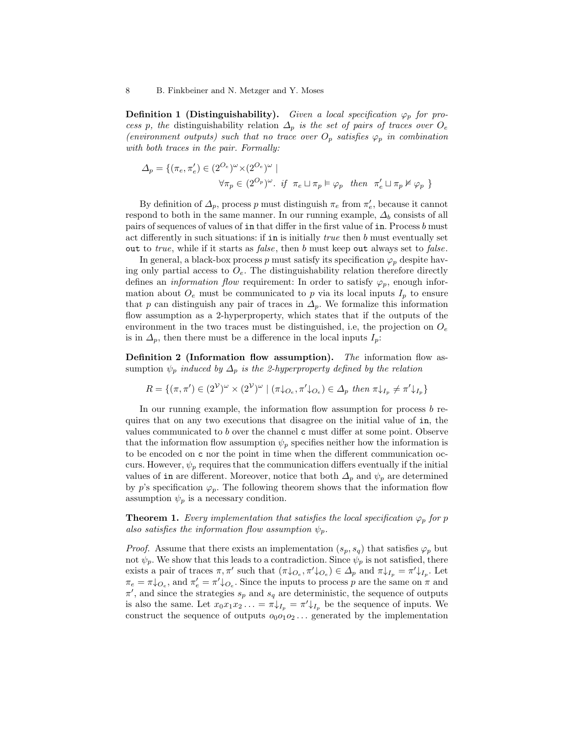**Definition 1 (Distinguishability).** *Given a local specification $\varphi_p$ for process $p$, the* distinguishability relation *$\Delta_p$ is the set of pairs of traces over $O_e$ (environment outputs) such that no trace over $O_p$ satisfies $\varphi_p$ in combination with both traces in the pair. Formally:*

$$\Delta_p = \{(\pi_e, \pi'_e) \in (2^{O_e})^\omega \times (2^{O_e})^\omega \mid \forall \pi_p \in (2^{O_p})^\omega. \text{ if } \pi_e \sqcup \pi_p \vDash \varphi_p \text{ then } \pi'_e \sqcup \pi_p \nvDash \varphi_p \}$$

By definition of $\Delta_p$, process $p$ must distinguish $\pi_e$ from $\pi'_e$, because it cannot respond to both in the same manner. In our running example, $\Delta_b$ consists of all pairs of sequences of values of `in` that differ in the first value of `in`. Process $b$ must act differently in such situations: if `in` is initially *true* then $b$ must eventually set `out` to *true*, while if it starts as *false*, then $b$ must keep `out` always set to *false*.

In general, a black-box process $p$ must satisfy its specification $\varphi_p$ despite having only partial access to $O_e$. The distinguishability relation therefore directly defines an *information flow* requirement: In order to satisfy $\varphi_p$, enough information about $O_e$ must be communicated to $p$ via its local inputs $I_p$ to ensure that $p$ can distinguish any pair of traces in $\Delta_p$. We formalize this information flow assumption as a 2-hyperproperty, which states that if the outputs of the environment in the two traces must be distinguished, i.e, the projection on $O_e$ is in $\Delta_p$, then there must be a difference in the local inputs $I_p$:

**Definition 2 (Information flow assumption).** *The* information flow assumption *$\psi_p$ induced by $\Delta_p$ is the 2-hyperproperty defined by the relation*

$$R = \{(\pi, \pi') \in (2^{\mathcal{V}})^\omega \times (2^{\mathcal{V}})^\omega \mid (\pi{\downarrow_{O_e}}, \pi'{\downarrow_{O_e}}) \in \Delta_p \text{ then } \pi{\downarrow_{I_p}} \neq \pi'{\downarrow_{I_p}}\}$$

In our running example, the information flow assumption for process $b$ requires that on any two executions that disagree on the initial value of `in`, the values communicated to $b$ over the channel `c` must differ at some point. Observe that the information flow assumption $\psi_p$ specifies neither how the information is to be encoded on `c` nor the point in time when the different communication occurs. However, $\psi_p$ requires that the communication differs eventually if the initial values of `in` are different. Moreover, notice that both $\Delta_p$ and $\psi_p$ are determined by $p$'s specification $\varphi_p$. The following theorem shows that the information flow assumption $\psi_p$ is a necessary condition.

**Theorem 1.** *Every implementation that satisfies the local specification $\varphi_p$ for $p$ also satisfies the information flow assumption $\psi_p$.*

*Proof.* Assume that there exists an implementation $(s_p, s_q)$ that satisfies $\varphi_p$ but not $\psi_p$. We show that this leads to a contradiction. Since $\psi_p$ is not satisfied, there exists a pair of traces $\pi, \pi'$ such that $(\pi{\downarrow_{O_e}}, \pi'{\downarrow_{O_e}}) \in \Delta_p$ and $\pi{\downarrow_{I_p}} = \pi'{\downarrow_{I_p}}$. Let $\pi_e = \pi{\downarrow_{O_e}}$, and $\pi'_e = \pi'{\downarrow_{O_e}}$. Since the inputs to process $p$ are the same on $\pi$ and $\pi'$, and since the strategies $s_p$ and $s_q$ are deterministic, the sequence of outputs is also the same. Let $x_0 x_1 x_2 \ldots = \pi{\downarrow_{I_p}} = \pi'{\downarrow_{I_p}}$ be the sequence of inputs. We construct the sequence of outputs $o_0 o_1 o_2 \ldots$ generated by the implementation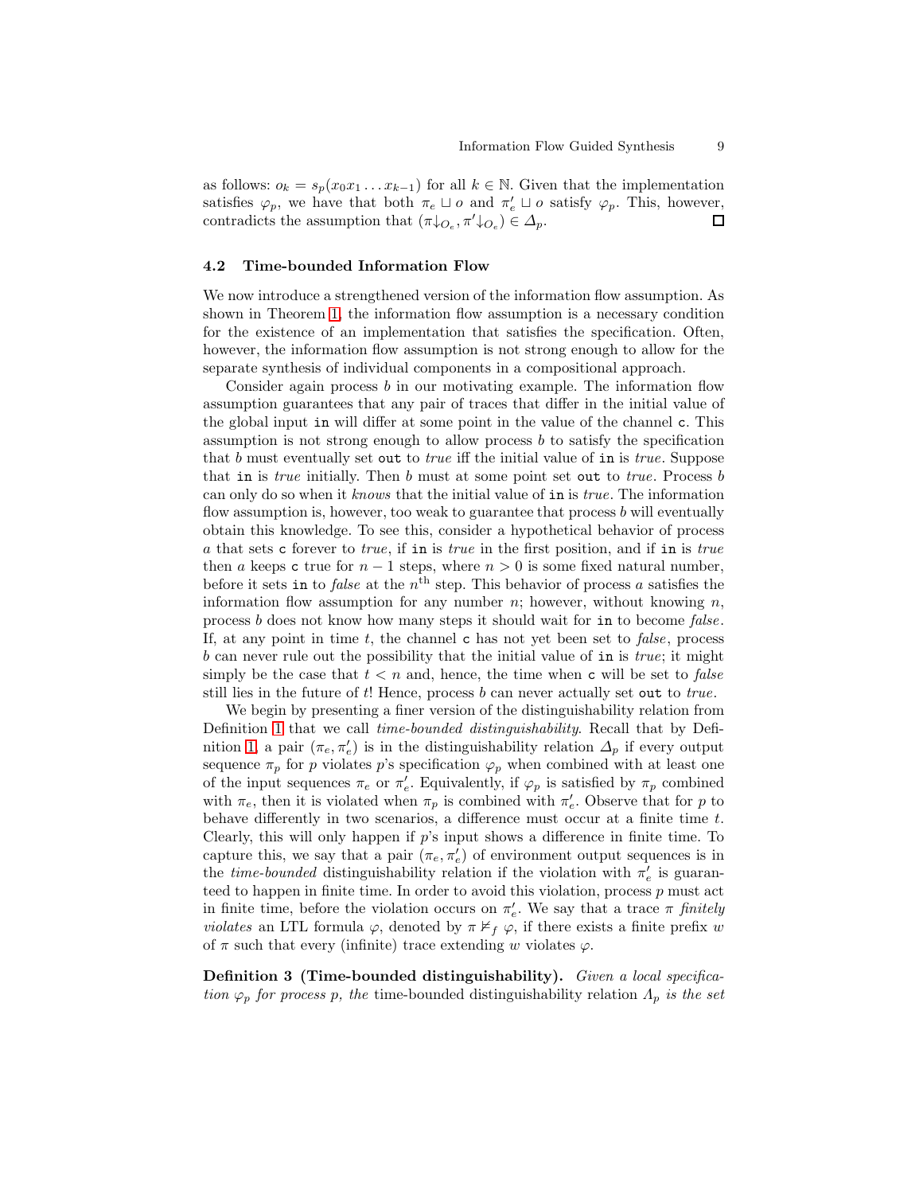as follows: $o_k = s_p(x_0 x_1 \ldots x_{k-1})$ for all $k \in \mathbb{N}$. Given that the implementation satisfies $\varphi_p$, we have that both $\pi_e \sqcup o$ and $\pi'_e \sqcup o$ satisfy $\varphi_p$. This, however, contradicts the assumption that $(\pi{\downarrow_{O_e}}, \pi'{\downarrow_{O_e}}) \in \Delta_p$. ☐

### 4.2 Time-bounded Information Flow

We now introduce a strengthened version of the information flow assumption. As shown in Theorem 1, the information flow assumption is a necessary condition for the existence of an implementation that satisfies the specification. Often, however, the information flow assumption is not strong enough to allow for the separate synthesis of individual components in a compositional approach.

Consider again process $b$ in our motivating example. The information flow assumption guarantees that any pair of traces that differ in the initial value of the global input `in` will differ at some point in the value of the channel `c`. This assumption is not strong enough to allow process $b$ to satisfy the specification that $b$ must eventually set `out` to *true* iff the initial value of `in` is *true*. Suppose that `in` is *true* initially. Then $b$ must at some point set `out` to *true*. Process $b$ can only do so when it *knows* that the initial value of `in` is *true*. The information flow assumption is, however, too weak to guarantee that process $b$ will eventually obtain this knowledge. To see this, consider a hypothetical behavior of process $a$ that sets `c` forever to *true*, if `in` is *true* in the first position, and if `in` is *true* then $a$ keeps `c` true for $n-1$ steps, where $n > 0$ is some fixed natural number, before it sets `in` to *false* at the $n^{\text{th}}$ step. This behavior of process $a$ satisfies the information flow assumption for any number $n$; however, without knowing $n$, process $b$ does not know how many steps it should wait for `in` to become *false*. If, at any point in time $t$, the channel `c` has not yet been set to *false*, process $b$ can never rule out the possibility that the initial value of `in` is *true*; it might simply be the case that $t < n$ and, hence, the time when `c` will be set to *false* still lies in the future of $t$! Hence, process $b$ can never actually set `out` to *true*.

We begin by presenting a finer version of the distinguishability relation from Definition 1 that we call *time-bounded distinguishability*. Recall that by Definition 1, a pair $(\pi_e, \pi'_e)$ is in the distinguishability relation $\Delta_p$ if every output sequence $\pi_p$ for $p$ violates $p$'s specification $\varphi_p$ when combined with at least one of the input sequences $\pi_e$ or $\pi'_e$. Equivalently, if $\varphi_p$ is satisfied by $\pi_p$ combined with $\pi_e$, then it is violated when $\pi_p$ is combined with $\pi'_e$. Observe that for $p$ to behave differently in two scenarios, a difference must occur at a finite time $t$. Clearly, this will only happen if $p$'s input shows a difference in finite time. To capture this, we say that a pair $(\pi_e, \pi'_e)$ of environment output sequences is in the *time-bounded* distinguishability relation if the violation with $\pi'_e$ is guaranteed to happen in finite time. In order to avoid this violation, process $p$ must act in finite time, before the violation occurs on $\pi'_e$. We say that a trace $\pi$ *finitely violates* an LTL formula $\varphi$, denoted by $\pi \nvDash_f \varphi$, if there exists a finite prefix $w$ of $\pi$ such that every (infinite) trace extending $w$ violates $\varphi$.

**Definition 3 (Time-bounded distinguishability).** *Given a local specification $\varphi_p$ for process $p$, the* time-bounded distinguishability relation *$\Lambda_p$ is the set*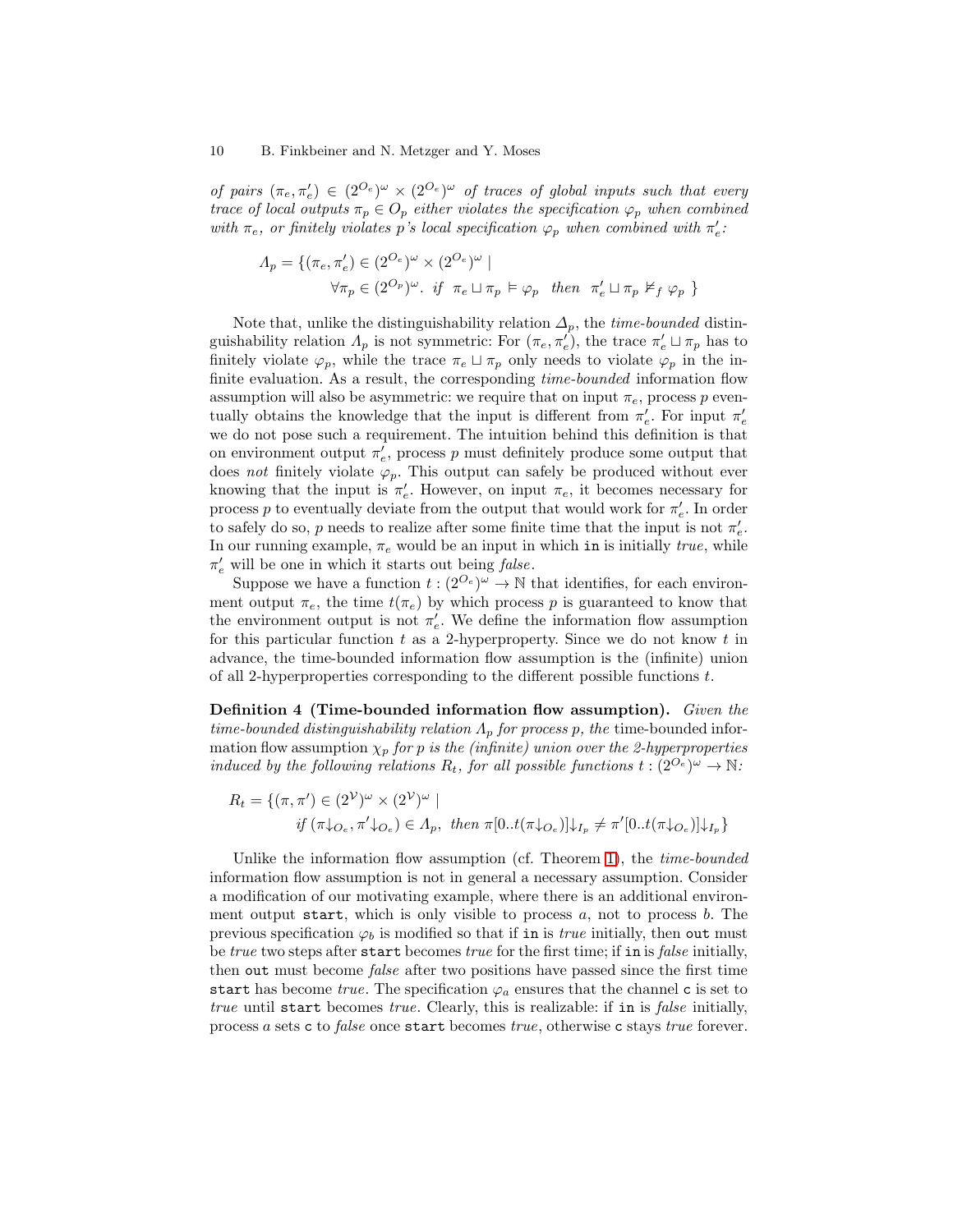*of pairs* $(\pi_e, \pi'_e) \in (2^{O_e})^\omega \times (2^{O_e})^\omega$ *of traces of global inputs such that every trace of local outputs* $\pi_p \in O_p$ *either violates the specification* $\varphi_p$ *when combined with* $\pi_e$*, or finitely violates* $p$*'s local specification* $\varphi_p$ *when combined with* $\pi'_e$*:*

$$\Lambda_p = \{(\pi_e, \pi'_e) \in (2^{O_e})^\omega \times (2^{O_e})^\omega \mid \\ \forall \pi_p \in (2^{O_p})^\omega.\ \textit{if}\ \ \pi_e \sqcup \pi_p \vDash \varphi_p \ \ \textit{then}\ \ \pi'_e \sqcup \pi_p \nvDash_f \varphi_p \ \}$$

Note that, unlike the distinguishability relation $\Delta_p$, the *time-bounded* distinguishability relation $\Lambda_p$ is not symmetric: For $(\pi_e, \pi'_e)$, the trace $\pi'_e \sqcup \pi_p$ has to finitely violate $\varphi_p$, while the trace $\pi_e \sqcup \pi_p$ only needs to violate $\varphi_p$ in the infinite evaluation. As a result, the corresponding *time-bounded* information flow assumption will also be asymmetric: we require that on input $\pi_e$, process $p$ eventually obtains the knowledge that the input is different from $\pi'_e$. For input $\pi'_e$ we do not pose such a requirement. The intuition behind this definition is that on environment output $\pi'_e$, process $p$ must definitely produce some output that does *not* finitely violate $\varphi_p$. This output can safely be produced without ever knowing that the input is $\pi'_e$. However, on input $\pi_e$, it becomes necessary for process $p$ to eventually deviate from the output that would work for $\pi'_e$. In order to safely do so, $p$ needs to realize after some finite time that the input is not $\pi'_e$. In our running example, $\pi_e$ would be an input in which `in` is initially *true*, while $\pi'_e$ will be one in which it starts out being *false*.

Suppose we have a function $t : (2^{O_e})^\omega \to \mathbb{N}$ that identifies, for each environment output $\pi_e$, the time $t(\pi_e)$ by which process $p$ is guaranteed to know that the environment output is not $\pi'_e$. We define the information flow assumption for this particular function $t$ as a 2-hyperproperty. Since we do not know $t$ in advance, the time-bounded information flow assumption is the (infinite) union of all 2-hyperproperties corresponding to the different possible functions $t$.

**Definition 4 (Time-bounded information flow assumption).** *Given the time-bounded distinguishability relation* $\Lambda_p$ *for process* $p$*, the* time-bounded information flow assumption $\chi_p$ *for* $p$ *is the (infinite) union over the 2-hyperproperties induced by the following relations* $R_t$*, for all possible functions* $t : (2^{O_e})^\omega \to \mathbb{N}$*:*

$$R_t = \{(\pi, \pi') \in (2^{\mathcal{V}})^\omega \times (2^{\mathcal{V}})^\omega \mid \\ \textit{if}\ (\pi{\downarrow_{O_e}}, \pi'{\downarrow_{O_e}}) \in \Lambda_p,\ \textit{then}\ \pi[0..t(\pi{\downarrow_{O_e}})]{\downarrow_{I_p}} \neq \pi'[0..t(\pi{\downarrow_{O_e}})]{\downarrow_{I_p}}\}$$

Unlike the information flow assumption (cf. Theorem 1), the *time-bounded* information flow assumption is not in general a necessary assumption. Consider a modification of our motivating example, where there is an additional environment output `start`, which is only visible to process $a$, not to process $b$. The previous specification $\varphi_b$ is modified so that if `in` is *true* initially, then `out` must be *true* two steps after `start` becomes *true* for the first time; if `in` is *false* initially, then `out` must become *false* after two positions have passed since the first time `start` has become *true*. The specification $\varphi_a$ ensures that the channel `c` is set to *true* until `start` becomes *true*. Clearly, this is realizable: if `in` is *false* initially, process $a$ sets `c` to *false* once `start` becomes *true*, otherwise `c` stays *true* forever.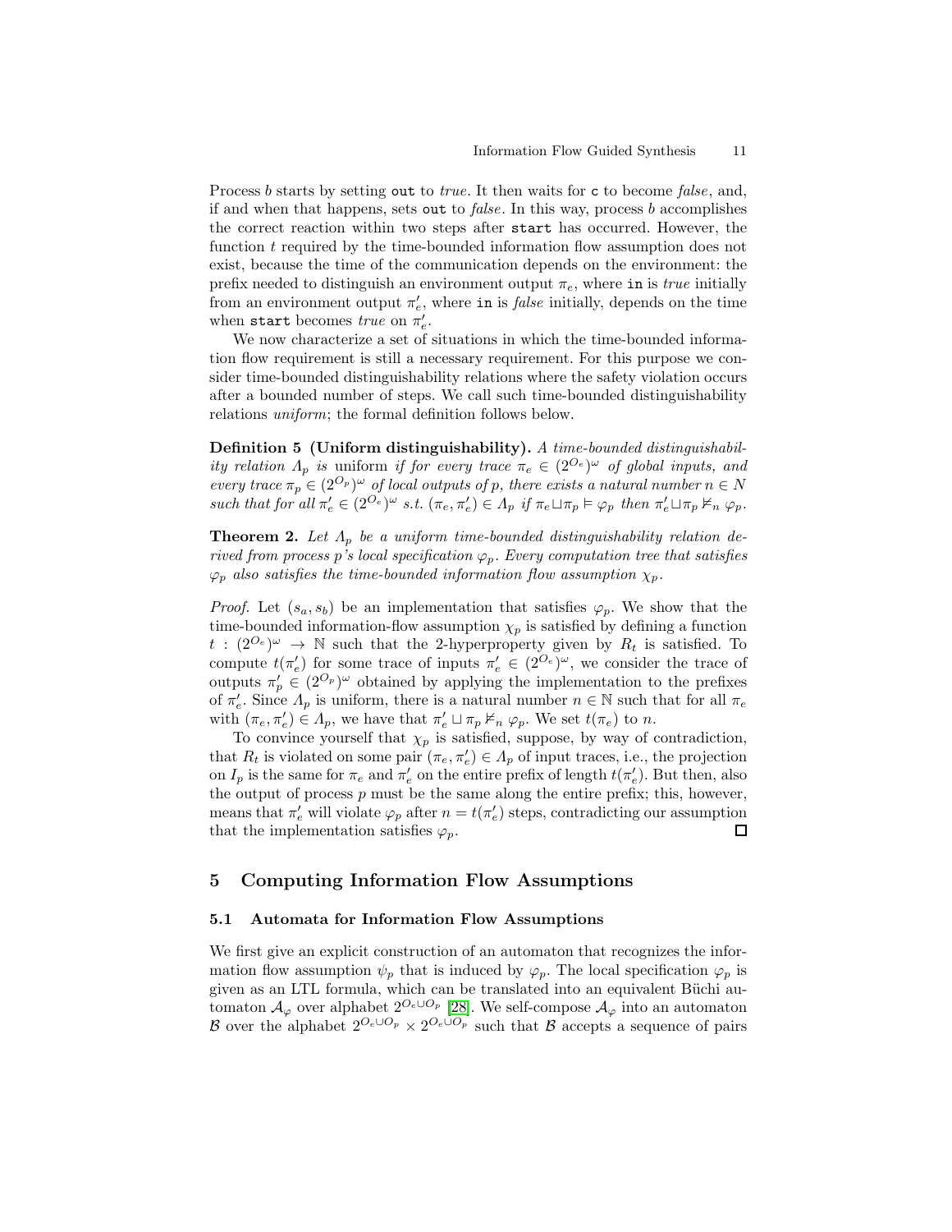Process $b$ starts by setting `out` to *true*. It then waits for `c` to become *false*, and, if and when that happens, sets `out` to *false*. In this way, process $b$ accomplishes the correct reaction within two steps after `start` has occurred. However, the function $t$ required by the time-bounded information flow assumption does not exist, because the time of the communication depends on the environment: the prefix needed to distinguish an environment output $\pi_e$, where `in` is *true* initially from an environment output $\pi'_e$, where `in` is *false* initially, depends on the time when `start` becomes *true* on $\pi'_e$.

We now characterize a set of situations in which the time-bounded information flow requirement is still a necessary requirement. For this purpose we consider time-bounded distinguishability relations where the safety violation occurs after a bounded number of steps. We call such time-bounded distinguishability relations *uniform*; the formal definition follows below.

**Definition 5 (Uniform distinguishability).** *A time-bounded distinguishability relation $\Lambda_p$ is* uniform *if for every trace $\pi_e \in (2^{O_e})^\omega$ of global inputs, and every trace $\pi_p \in (2^{O_p})^\omega$ of local outputs of $p$, there exists a natural number $n \in N$ such that for all $\pi'_e \in (2^{O_e})^\omega$ s.t. $(\pi_e, \pi'_e) \in \Lambda_p$ if $\pi_e \sqcup \pi_p \vDash \varphi_p$ then $\pi'_e \sqcup \pi_p \nvDash_n \varphi_p$.*

**Theorem 2.** *Let $\Lambda_p$ be a uniform time-bounded distinguishability relation derived from process $p$'s local specification $\varphi_p$. Every computation tree that satisfies $\varphi_p$ also satisfies the time-bounded information flow assumption $\chi_p$.*

*Proof.* Let $(s_a, s_b)$ be an implementation that satisfies $\varphi_p$. We show that the time-bounded information-flow assumption $\chi_p$ is satisfied by defining a function $t : (2^{O_e})^\omega \to \mathbb{N}$ such that the 2-hyperproperty given by $R_t$ is satisfied. To compute $t(\pi'_e)$ for some trace of inputs $\pi'_e \in (2^{O_e})^\omega$, we consider the trace of outputs $\pi'_p \in (2^{O_p})^\omega$ obtained by applying the implementation to the prefixes of $\pi'_e$. Since $\Lambda_p$ is uniform, there is a natural number $n \in \mathbb{N}$ such that for all $\pi_e$ with $(\pi_e, \pi'_e) \in \Lambda_p$, we have that $\pi'_e \sqcup \pi_p \nvDash_n \varphi_p$. We set $t(\pi_e)$ to $n$.

To convince yourself that $\chi_p$ is satisfied, suppose, by way of contradiction, that $R_t$ is violated on some pair $(\pi_e, \pi'_e) \in \Lambda_p$ of input traces, i.e., the projection on $I_p$ is the same for $\pi_e$ and $\pi'_e$ on the entire prefix of length $t(\pi'_e)$. But then, also the output of process $p$ must be the same along the entire prefix; this, however, means that $\pi'_e$ will violate $\varphi_p$ after $n = t(\pi'_e)$ steps, contradicting our assumption that the implementation satisfies $\varphi_p$. $\square$

## 5 Computing Information Flow Assumptions

### 5.1 Automata for Information Flow Assumptions

We first give an explicit construction of an automaton that recognizes the information flow assumption $\psi_p$ that is induced by $\varphi_p$. The local specification $\varphi_p$ is given as an LTL formula, which can be translated into an equivalent Büchi automaton $\mathcal{A}_\varphi$ over alphabet $2^{O_e \cup O_p}$ [28]. We self-compose $\mathcal{A}_\varphi$ into an automaton $\mathcal{B}$ over the alphabet $2^{O_e \cup O_p} \times 2^{O_e \cup O_p}$ such that $\mathcal{B}$ accepts a sequence of pairs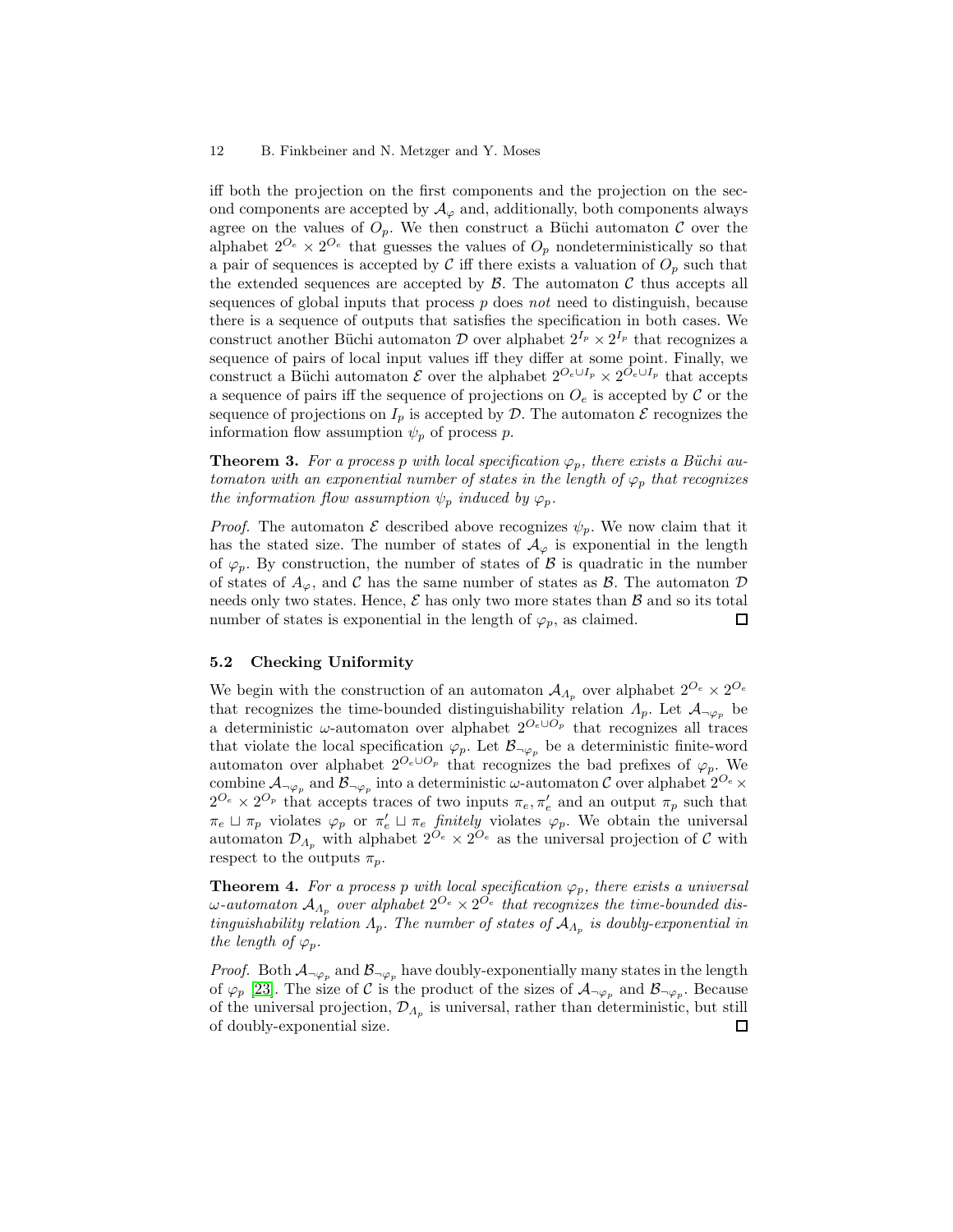iff both the projection on the first components and the projection on the second components are accepted by $\mathcal{A}_\varphi$ and, additionally, both components always agree on the values of $O_p$. We then construct a Büchi automaton $\mathcal{C}$ over the alphabet $2^{O_e} \times 2^{O_e}$ that guesses the values of $O_p$ nondeterministically so that a pair of sequences is accepted by $\mathcal{C}$ iff there exists a valuation of $O_p$ such that the extended sequences are accepted by $\mathcal{B}$. The automaton $\mathcal{C}$ thus accepts all sequences of global inputs that process $p$ does *not* need to distinguish, because there is a sequence of outputs that satisfies the specification in both cases. We construct another Büchi automaton $\mathcal{D}$ over alphabet $2^{I_p} \times 2^{I_p}$ that recognizes a sequence of pairs of local input values iff they differ at some point. Finally, we construct a Büchi automaton $\mathcal{E}$ over the alphabet $2^{O_e \cup I_p} \times 2^{O_e \cup I_p}$ that accepts a sequence of pairs iff the sequence of projections on $O_e$ is accepted by $\mathcal{C}$ or the sequence of projections on $I_p$ is accepted by $\mathcal{D}$. The automaton $\mathcal{E}$ recognizes the information flow assumption $\psi_p$ of process $p$.

**Theorem 3.** *For a process $p$ with local specification $\varphi_p$, there exists a Büchi automaton with an exponential number of states in the length of $\varphi_p$ that recognizes the information flow assumption $\psi_p$ induced by $\varphi_p$.*

*Proof.* The automaton $\mathcal{E}$ described above recognizes $\psi_p$. We now claim that it has the stated size. The number of states of $\mathcal{A}_\varphi$ is exponential in the length of $\varphi_p$. By construction, the number of states of $\mathcal{B}$ is quadratic in the number of states of $A_\varphi$, and $\mathcal{C}$ has the same number of states as $\mathcal{B}$. The automaton $\mathcal{D}$ needs only two states. Hence, $\mathcal{E}$ has only two more states than $\mathcal{B}$ and so its total number of states is exponential in the length of $\varphi_p$, as claimed. □

### 5.2 Checking Uniformity

We begin with the construction of an automaton $\mathcal{A}_{\Lambda_p}$ over alphabet $2^{O_e} \times 2^{O_e}$ that recognizes the time-bounded distinguishability relation $\Lambda_p$. Let $\mathcal{A}_{\neg\varphi_p}$ be a deterministic $\omega$-automaton over alphabet $2^{O_e \cup O_p}$ that recognizes all traces that violate the local specification $\varphi_p$. Let $\mathcal{B}_{\neg\varphi_p}$ be a deterministic finite-word automaton over alphabet $2^{O_e \cup O_p}$ that recognizes the bad prefixes of $\varphi_p$. We combine $\mathcal{A}_{\neg\varphi_p}$ and $\mathcal{B}_{\neg\varphi_p}$ into a deterministic $\omega$-automaton $\mathcal{C}$ over alphabet $2^{O_e} \times 2^{O_e} \times 2^{O_p}$ that accepts traces of two inputs $\pi_e, \pi'_e$ and an output $\pi_p$ such that $\pi_e \sqcup \pi_p$ violates $\varphi_p$ or $\pi'_e \sqcup \pi_e$ *finitely* violates $\varphi_p$. We obtain the universal automaton $\mathcal{D}_{\Lambda_p}$ with alphabet $2^{O_e} \times 2^{O_e}$ as the universal projection of $\mathcal{C}$ with respect to the outputs $\pi_p$.

**Theorem 4.** *For a process $p$ with local specification $\varphi_p$, there exists a universal $\omega$-automaton $\mathcal{A}_{\Lambda_p}$ over alphabet $2^{O_e} \times 2^{O_e}$ that recognizes the time-bounded distinguishability relation $\Lambda_p$. The number of states of $\mathcal{A}_{\Lambda_p}$ is doubly-exponential in the length of $\varphi_p$.*

*Proof.* Both $\mathcal{A}_{\neg\varphi_p}$ and $\mathcal{B}_{\neg\varphi_p}$ have doubly-exponentially many states in the length of $\varphi_p$ [23]. The size of $\mathcal{C}$ is the product of the sizes of $\mathcal{A}_{\neg\varphi_p}$ and $\mathcal{B}_{\neg\varphi_p}$. Because of the universal projection, $\mathcal{D}_{\Lambda_p}$ is universal, rather than deterministic, but still of doubly-exponential size. □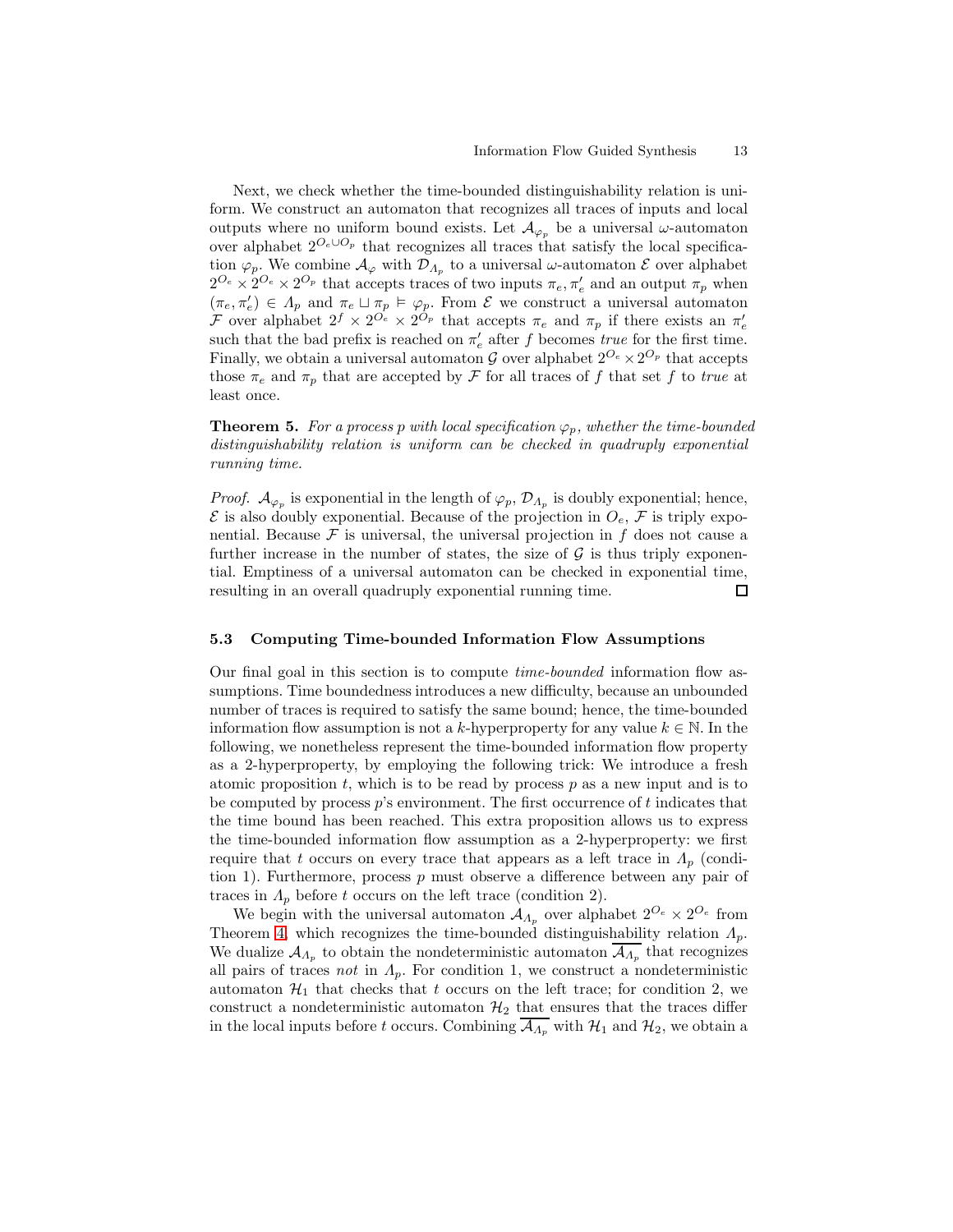Next, we check whether the time-bounded distinguishability relation is uniform. We construct an automaton that recognizes all traces of inputs and local outputs where no uniform bound exists. Let $\mathcal{A}_{\varphi_p}$ be a universal $\omega$-automaton over alphabet $2^{O_e \cup O_p}$ that recognizes all traces that satisfy the local specification $\varphi_p$. We combine $\mathcal{A}_{\varphi}$ with $\mathcal{D}_{\Lambda_p}$ to a universal $\omega$-automaton $\mathcal{E}$ over alphabet $2^{O_e} \times 2^{O_e} \times 2^{O_p}$ that accepts traces of two inputs $\pi_e, \pi'_e$ and an output $\pi_p$ when $(\pi_e, \pi'_e) \in \Lambda_p$ and $\pi_e \sqcup \pi_p \vDash \varphi_p$. From $\mathcal{E}$ we construct a universal automaton $\mathcal{F}$ over alphabet $2^f \times 2^{O_e} \times 2^{O_p}$ that accepts $\pi_e$ and $\pi_p$ if there exists an $\pi'_e$ such that the bad prefix is reached on $\pi'_e$ after $f$ becomes *true* for the first time. Finally, we obtain a universal automaton $\mathcal{G}$ over alphabet $2^{O_e} \times 2^{O_p}$ that accepts those $\pi_e$ and $\pi_p$ that are accepted by $\mathcal{F}$ for all traces of $f$ that set $f$ to *true* at least once.

**Theorem 5.** *For a process $p$ with local specification $\varphi_p$, whether the time-bounded distinguishability relation is uniform can be checked in quadruply exponential running time.*

*Proof.* $\mathcal{A}_{\varphi_p}$ is exponential in the length of $\varphi_p$, $\mathcal{D}_{\Lambda_p}$ is doubly exponential; hence, $\mathcal{E}$ is also doubly exponential. Because of the projection in $O_e$, $\mathcal{F}$ is triply exponential. Because $\mathcal{F}$ is universal, the universal projection in $f$ does not cause a further increase in the number of states, the size of $\mathcal{G}$ is thus triply exponential. Emptiness of a universal automaton can be checked in exponential time, resulting in an overall quadruply exponential running time. □

### 5.3 Computing Time-bounded Information Flow Assumptions

Our final goal in this section is to compute *time-bounded* information flow assumptions. Time boundedness introduces a new difficulty, because an unbounded number of traces is required to satisfy the same bound; hence, the time-bounded information flow assumption is not a $k$-hyperproperty for any value $k \in \mathbb{N}$. In the following, we nonetheless represent the time-bounded information flow property as a 2-hyperproperty, by employing the following trick: We introduce a fresh atomic proposition $t$, which is to be read by process $p$ as a new input and is to be computed by process $p$'s environment. The first occurrence of $t$ indicates that the time bound has been reached. This extra proposition allows us to express the time-bounded information flow assumption as a 2-hyperproperty: we first require that $t$ occurs on every trace that appears as a left trace in $\Lambda_p$ (condition 1). Furthermore, process $p$ must observe a difference between any pair of traces in $\Lambda_p$ before $t$ occurs on the left trace (condition 2).

We begin with the universal automaton $\mathcal{A}_{\Lambda_p}$ over alphabet $2^{O_e} \times 2^{O_e}$ from Theorem 4, which recognizes the time-bounded distinguishability relation $\Lambda_p$. We dualize $\mathcal{A}_{\Lambda_p}$ to obtain the nondeterministic automaton $\overline{\mathcal{A}_{\Lambda_p}}$ that recognizes all pairs of traces *not* in $\Lambda_p$. For condition 1, we construct a nondeterministic automaton $\mathcal{H}_1$ that checks that $t$ occurs on the left trace; for condition 2, we construct a nondeterministic automaton $\mathcal{H}_2$ that ensures that the traces differ in the local inputs before $t$ occurs. Combining $\overline{\mathcal{A}_{\Lambda_p}}$ with $\mathcal{H}_1$ and $\mathcal{H}_2$, we obtain a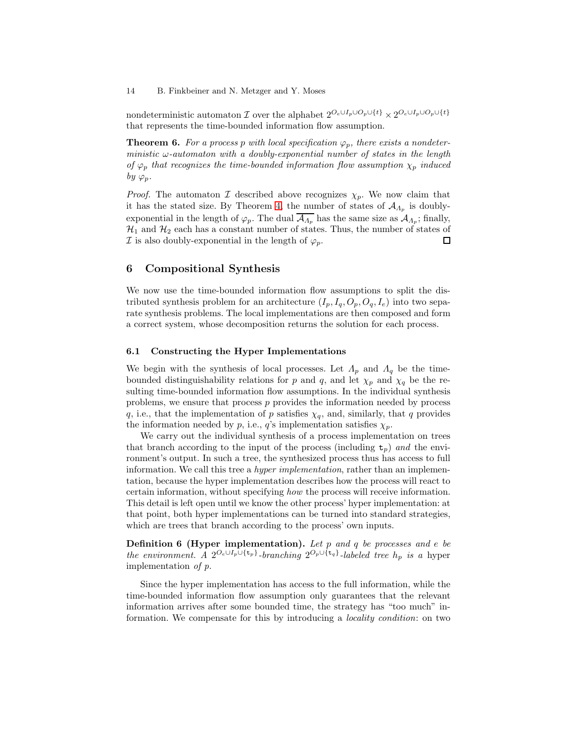nondeterministic automaton $\mathcal{I}$ over the alphabet $2^{O_e \cup I_p \cup O_p \cup \{t\}} \times 2^{O_e \cup I_p \cup O_p \cup \{t\}}$ that represents the time-bounded information flow assumption.

**Theorem 6.** *For a process $p$ with local specification $\varphi_p$, there exists a nondeterministic $\omega$-automaton with a doubly-exponential number of states in the length of $\varphi_p$ that recognizes the time-bounded information flow assumption $\chi_p$ induced by $\varphi_p$.*

*Proof.* The automaton $\mathcal{I}$ described above recognizes $\chi_p$. We now claim that it has the stated size. By Theorem 4, the number of states of $\mathcal{A}_{\Lambda_p}$ is doubly-exponential in the length of $\varphi_p$. The dual $\overline{\mathcal{A}_{\Lambda_p}}$ has the same size as $\mathcal{A}_{\Lambda_p}$; finally, $\mathcal{H}_1$ and $\mathcal{H}_2$ each has a constant number of states. Thus, the number of states of $\mathcal{I}$ is also doubly-exponential in the length of $\varphi_p$. □

## 6 Compositional Synthesis

We now use the time-bounded information flow assumptions to split the distributed synthesis problem for an architecture $(I_p, I_q, O_p, O_q, I_e)$ into two separate synthesis problems. The local implementations are then composed and form a correct system, whose decomposition returns the solution for each process.

### 6.1 Constructing the Hyper Implementations

We begin with the synthesis of local processes. Let $\Lambda_p$ and $\Lambda_q$ be the time-bounded distinguishability relations for $p$ and $q$, and let $\chi_p$ and $\chi_q$ be the resulting time-bounded information flow assumptions. In the individual synthesis problems, we ensure that process $p$ provides the information needed by process $q$, i.e., that the implementation of $p$ satisfies $\chi_q$, and, similarly, that $q$ provides the information needed by $p$, i.e., $q$'s implementation satisfies $\chi_p$.

We carry out the individual synthesis of a process implementation on trees that branch according to the input of the process (including $\mathtt{t}_p$) *and* the environment's output. In such a tree, the synthesized process thus has access to full information. We call this tree a *hyper implementation*, rather than an implementation, because the hyper implementation describes how the process will react to certain information, without specifying *how* the process will receive information. This detail is left open until we know the other process' hyper implementation: at that point, both hyper implementations can be turned into standard strategies, which are trees that branch according to the process' own inputs.

**Definition 6 (Hyper implementation).** *Let $p$ and $q$ be processes and $e$ be the environment. A $2^{O_e \cup I_p \cup \{\mathtt{t}_p\}}$-branching $2^{O_p \cup \{\mathtt{t}_q\}}$-labeled tree $h_p$ is a* hyper implementation *of $p$.*

Since the hyper implementation has access to the full information, while the time-bounded information flow assumption only guarantees that the relevant information arrives after some bounded time, the strategy has "too much" information. We compensate for this by introducing a *locality condition*: on two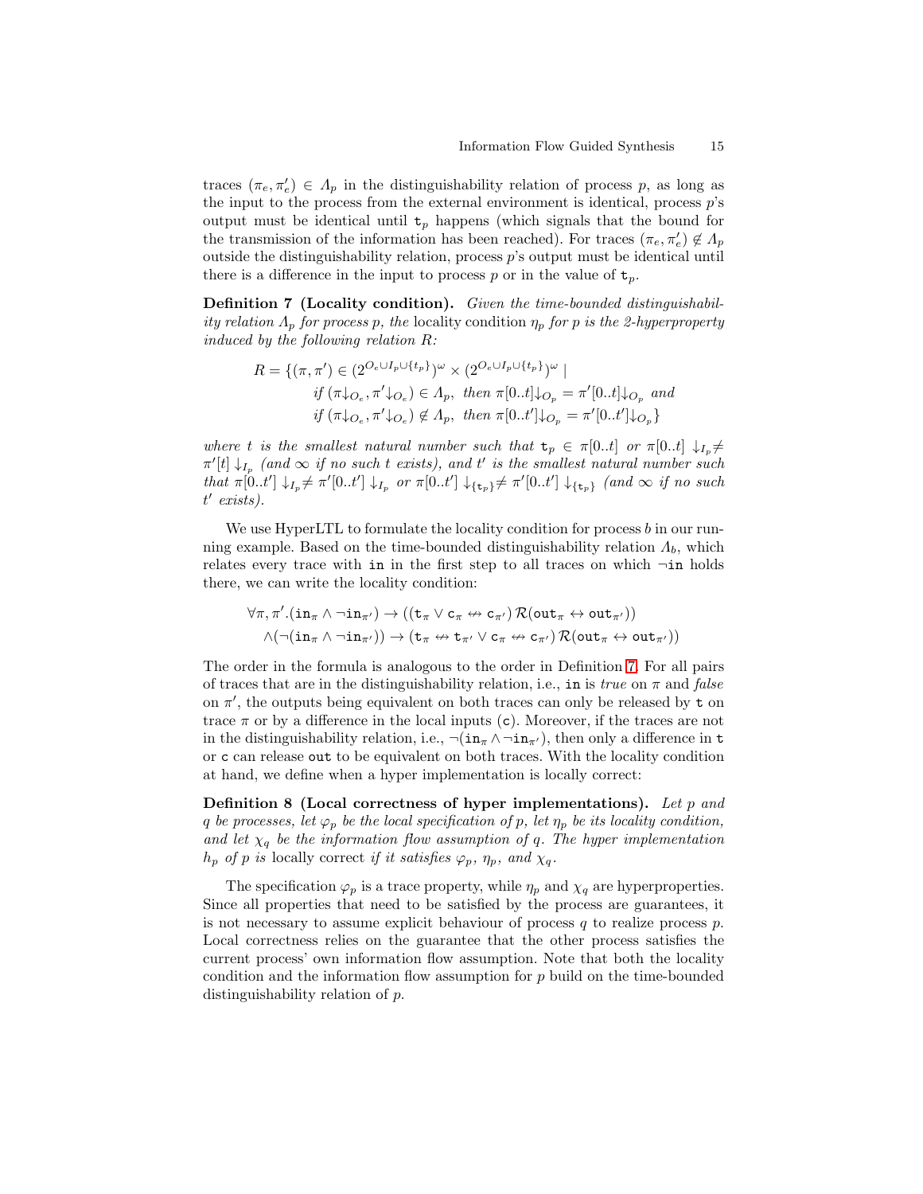traces $(\pi_e, \pi'_e) \in \Lambda_p$ in the distinguishability relation of process $p$, as long as the input to the process from the external environment is identical, process $p$'s output must be identical until $\mathtt{t}_p$ happens (which signals that the bound for the transmission of the information has been reached). For traces $(\pi_e, \pi'_e) \notin \Lambda_p$ outside the distinguishability relation, process $p$'s output must be identical until there is a difference in the input to process $p$ or in the value of $\mathtt{t}_p$.

**Definition 7 (Locality condition).** *Given the time-bounded distinguishability relation $\Lambda_p$ for process $p$, the* locality condition *$\eta_p$ for $p$ is the 2-hyperproperty induced by the following relation $R$:*

$$
\begin{aligned}
R = \{(\pi, \pi') \in (2^{O_e \cup I_p \cup \{t_p\}})^\omega \times (2^{O_e \cup I_p \cup \{t_p\}})^\omega \mid \\
\text{if } (\pi{\downarrow_{O_e}}, \pi'{\downarrow_{O_e}}) \in \Lambda_p, \text{ then } \pi[0..t]{\downarrow_{O_p}} = \pi'[0..t]{\downarrow_{O_p}} \text{ and} \\
\text{if } (\pi{\downarrow_{O_e}}, \pi'{\downarrow_{O_e}}) \notin \Lambda_p, \text{ then } \pi[0..t']{\downarrow_{O_p}} = \pi'[0..t']{\downarrow_{O_p}}\}
\end{aligned}
$$

*where $t$ is the smallest natural number such that $\mathtt{t}_p \in \pi[0..t]$ or $\pi[0..t] \downarrow_{I_p} \neq \pi'[t] \downarrow_{I_p}$ (and $\infty$ if no such $t$ exists), and $t'$ is the smallest natural number such that $\pi[0..t'] \downarrow_{I_p} \neq \pi'[0..t'] \downarrow_{I_p}$ or $\pi[0..t'] \downarrow_{\{\mathtt{t}_p\}} \neq \pi'[0..t'] \downarrow_{\{\mathtt{t}_p\}}$ (and $\infty$ if no such $t'$ exists).*

We use HyperLTL to formulate the locality condition for process $b$ in our running example. Based on the time-bounded distinguishability relation $\Lambda_b$, which relates every trace with $\mathtt{in}$ in the first step to all traces on which $\neg\mathtt{in}$ holds there, we can write the locality condition:

$$
\begin{aligned}
&\forall \pi, \pi'. (\mathtt{in}_\pi \wedge \neg \mathtt{in}_{\pi'}) \rightarrow ((\mathtt{t}_\pi \vee \mathtt{c}_\pi \not\leftrightarrow \mathtt{c}_{\pi'})\, \mathcal{R} (\mathtt{out}_\pi \leftrightarrow \mathtt{out}_{\pi'})) \\
&\quad \wedge (\neg(\mathtt{in}_\pi \wedge \neg \mathtt{in}_{\pi'})) \rightarrow (\mathtt{t}_\pi \not\leftrightarrow \mathtt{t}_{\pi'} \vee \mathtt{c}_\pi \not\leftrightarrow \mathtt{c}_{\pi'})\, \mathcal{R} (\mathtt{out}_\pi \leftrightarrow \mathtt{out}_{\pi'}))
\end{aligned}
$$

The order in the formula is analogous to the order in Definition 7. For all pairs of traces that are in the distinguishability relation, i.e., $\mathtt{in}$ is *true* on $\pi$ and *false* on $\pi'$, the outputs being equivalent on both traces can only be released by $\mathtt{t}$ on trace $\pi$ or by a difference in the local inputs ($\mathtt{c}$). Moreover, if the traces are not in the distinguishability relation, i.e., $\neg(\mathtt{in}_\pi \wedge \neg \mathtt{in}_{\pi'})$, then only a difference in $\mathtt{t}$ or $\mathtt{c}$ can release $\mathtt{out}$ to be equivalent on both traces. With the locality condition at hand, we define when a hyper implementation is locally correct:

**Definition 8 (Local correctness of hyper implementations).** *Let $p$ and $q$ be processes, let $\varphi_p$ be the local specification of $p$, let $\eta_p$ be its locality condition, and let $\chi_q$ be the information flow assumption of $q$. The hyper implementation $h_p$ of $p$ is* locally correct *if it satisfies $\varphi_p$, $\eta_p$, and $\chi_q$.*

The specification $\varphi_p$ is a trace property, while $\eta_p$ and $\chi_q$ are hyperproperties. Since all properties that need to be satisfied by the process are guarantees, it is not necessary to assume explicit behaviour of process $q$ to realize process $p$. Local correctness relies on the guarantee that the other process satisfies the current process' own information flow assumption. Note that both the locality condition and the information flow assumption for $p$ build on the time-bounded distinguishability relation of $p$.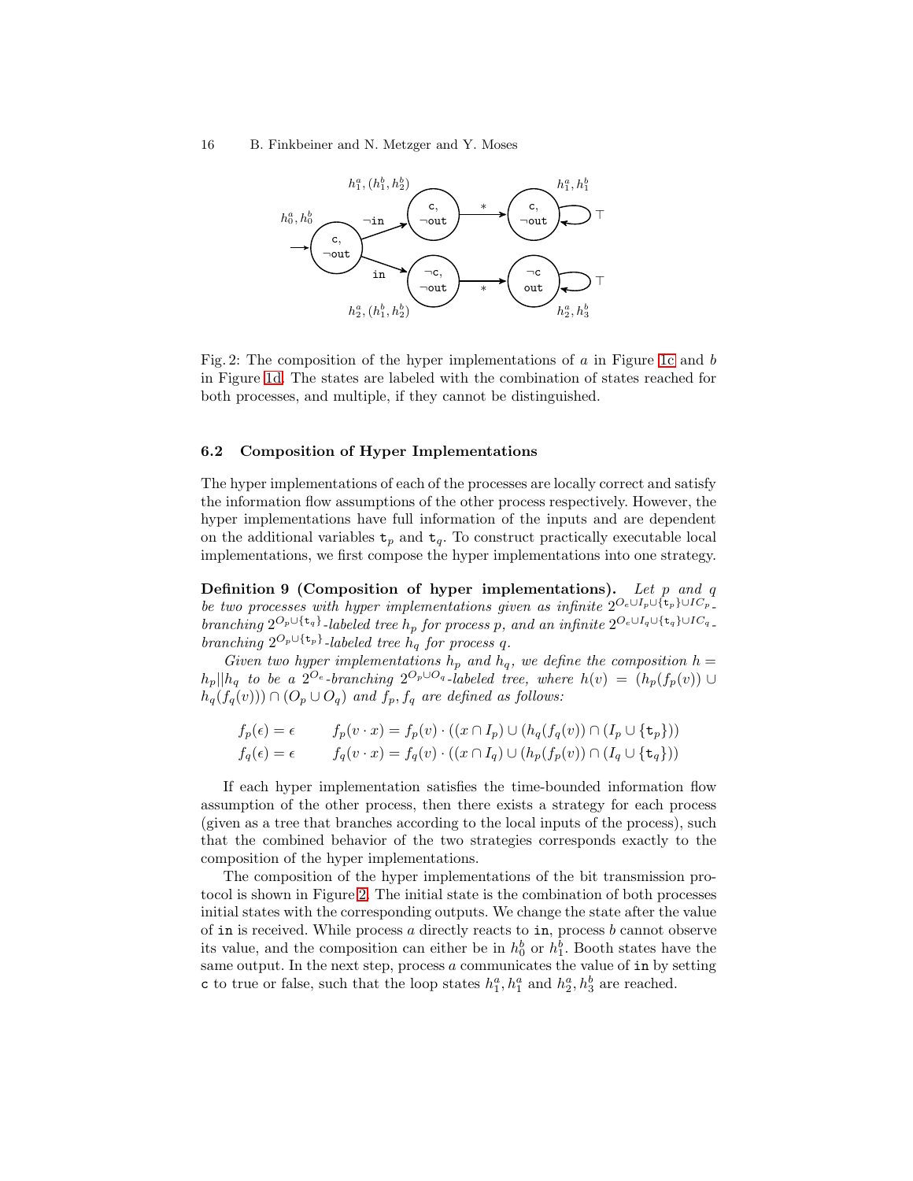Fig. 2: The composition of the hyper implementations of $a$ in Figure 1c and $b$ in Figure 1d. The states are labeled with the combination of states reached for both processes, and multiple, if they cannot be distinguished.

### 6.2 Composition of Hyper Implementations

The hyper implementations of each of the processes are locally correct and satisfy the information flow assumptions of the other process respectively. However, the hyper implementations have full information of the inputs and are dependent on the additional variables $\mathtt{t}_p$ and $\mathtt{t}_q$. To construct practically executable local implementations, we first compose the hyper implementations into one strategy.

**Definition 9 (Composition of hyper implementations).** *Let $p$ and $q$ be two processes with hyper implementations given as infinite $2^{O_e \cup I_p \cup \{\mathtt{t}_p\} \cup IC_p}$-branching $2^{O_p \cup \{\mathtt{t}_q\}}$-labeled tree $h_p$ for process $p$, and an infinite $2^{O_e \cup I_q \cup \{\mathtt{t}_q\} \cup IC_q}$-branching $2^{O_p \cup \{\mathtt{t}_p\}}$-labeled tree $h_q$ for process $q$.*

*Given two hyper implementations $h_p$ and $h_q$, we define the composition $h = h_p || h_q$ to be a $2^{O_e}$-branching $2^{O_p \cup O_q}$-labeled tree, where $h(v) = (h_p(f_p(v)) \cup h_q(f_q(v))) \cap (O_p \cup O_q)$ and $f_p, f_q$ are defined as follows:*

$$f_p(\epsilon) = \epsilon \qquad f_p(v \cdot x) = f_p(v) \cdot ((x \cap I_p) \cup (h_q(f_q(v)) \cap (I_p \cup \{\mathtt{t}_p\}))$$

$$f_q(\epsilon) = \epsilon \qquad f_q(v \cdot x) = f_q(v) \cdot ((x \cap I_q) \cup (h_p(f_p(v)) \cap (I_q \cup \{\mathtt{t}_q\}))$$

If each hyper implementation satisfies the time-bounded information flow assumption of the other process, then there exists a strategy for each process (given as a tree that branches according to the local inputs of the process), such that the combined behavior of the two strategies corresponds exactly to the composition of the hyper implementations.

The composition of the hyper implementations of the bit transmission protocol is shown in Figure 2. The initial state is the combination of both processes initial states with the corresponding outputs. We change the state after the value of `in` is received. While process $a$ directly reacts to `in`, process $b$ cannot observe its value, and the composition can either be in $h_0^b$ or $h_1^b$. Booth states have the same output. In the next step, process $a$ communicates the value of `in` by setting `c` to true or false, such that the loop states $h_1^a, h_1^a$ and $h_2^a, h_3^b$ are reached.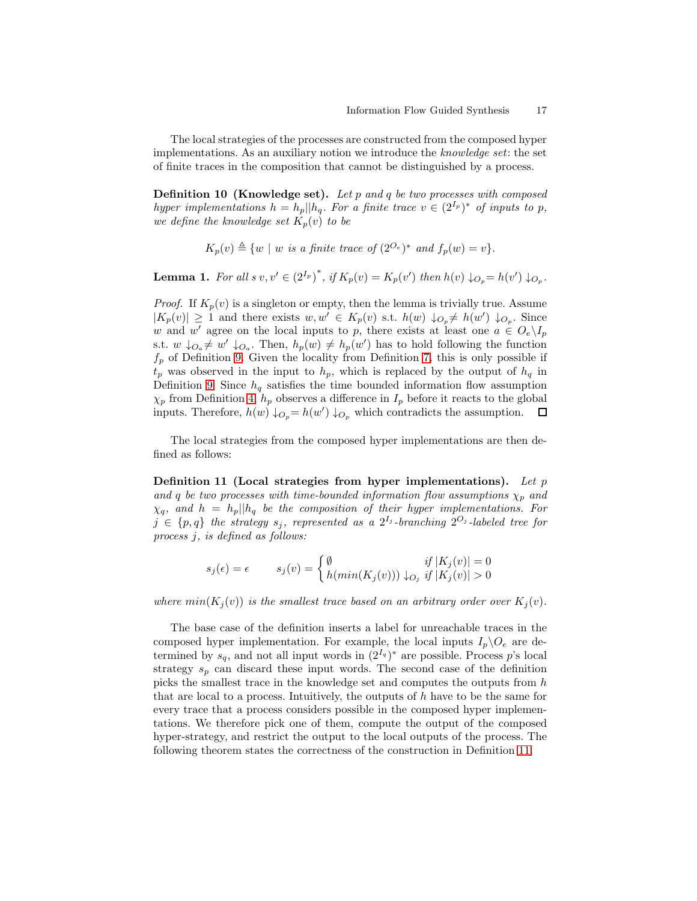The local strategies of the processes are constructed from the composed hyper implementations. As an auxiliary notion we introduce the *knowledge set*: the set of finite traces in the composition that cannot be distinguished by a process.

**Definition 10 (Knowledge set).** *Let $p$ and $q$ be two processes with composed hyper implementations $h = h_p||h_q$. For a finite trace $v \in (2^{I_p})^*$ of inputs to $p$, we define the knowledge set $K_p(v)$ to be*

$$K_p(v) \triangleq \{w \mid w \text{ is a finite trace of } (2^{O_e})^* \text{ and } f_p(w) = v\}.$$

**Lemma 1.** *For all s $v, v' \in \left(2^{I_p}\right)^*$, if $K_p(v) = K_p(v')$ then $h(v) \downarrow_{O_p} = h(v') \downarrow_{O_p}$.*

*Proof.* If $K_p(v)$ is a singleton or empty, then the lemma is trivially true. Assume $|K_p(v)| \geq 1$ and there exists $w, w' \in K_p(v)$ s.t. $h(w) \downarrow_{O_p} \neq h(w') \downarrow_{O_p}$. Since $w$ and $w'$ agree on the local inputs to $p$, there exists at least one $a \in O_e \backslash I_p$ s.t. $w \downarrow_{O_a} \neq w' \downarrow_{O_a}$. Then, $h_p(w) \neq h_p(w')$ has to hold following the function $f_p$ of Definition 9. Given the locality from Definition 7, this is only possible if $t_p$ was observed in the input to $h_p$, which is replaced by the output of $h_q$ in Definition 9. Since $h_q$ satisfies the time bounded information flow assumption $\chi_p$ from Definition 4, $h_p$ observes a difference in $I_p$ before it reacts to the global inputs. Therefore, $h(w) \downarrow_{O_p} = h(w') \downarrow_{O_p}$ which contradicts the assumption. ☐

The local strategies from the composed hyper implementations are then defined as follows:

**Definition 11 (Local strategies from hyper implementations).** *Let $p$ and $q$ be two processes with time-bounded information flow assumptions $\chi_p$ and $\chi_q$, and $h = h_p||h_q$ be the composition of their hyper implementations. For $j \in \{p, q\}$ the strategy $s_j$, represented as a $2^{I_j}$-branching $2^{O_j}$-labeled tree for process $j$, is defined as follows:*

$$s_j(\epsilon) = \epsilon \qquad s_j(v) = \begin{cases} \emptyset & \text{if } |K_j(v)| = 0 \\ h(min(K_j(v))) \downarrow_{O_j} & \text{if } |K_j(v)| > 0 \end{cases}$$

*where $min(K_j(v))$ is the smallest trace based on an arbitrary order over $K_j(v)$.*

The base case of the definition inserts a label for unreachable traces in the composed hyper implementation. For example, the local inputs $I_p \backslash O_e$ are determined by $s_q$, and not all input words in $(2^{I_q})^*$ are possible. Process $p$'s local strategy $s_p$ can discard these input words. The second case of the definition picks the smallest trace in the knowledge set and computes the outputs from $h$ that are local to a process. Intuitively, the outputs of $h$ have to be the same for every trace that a process considers possible in the composed hyper implementations. We therefore pick one of them, compute the output of the composed hyper-strategy, and restrict the output to the local outputs of the process. The following theorem states the correctness of the construction in Definition 11.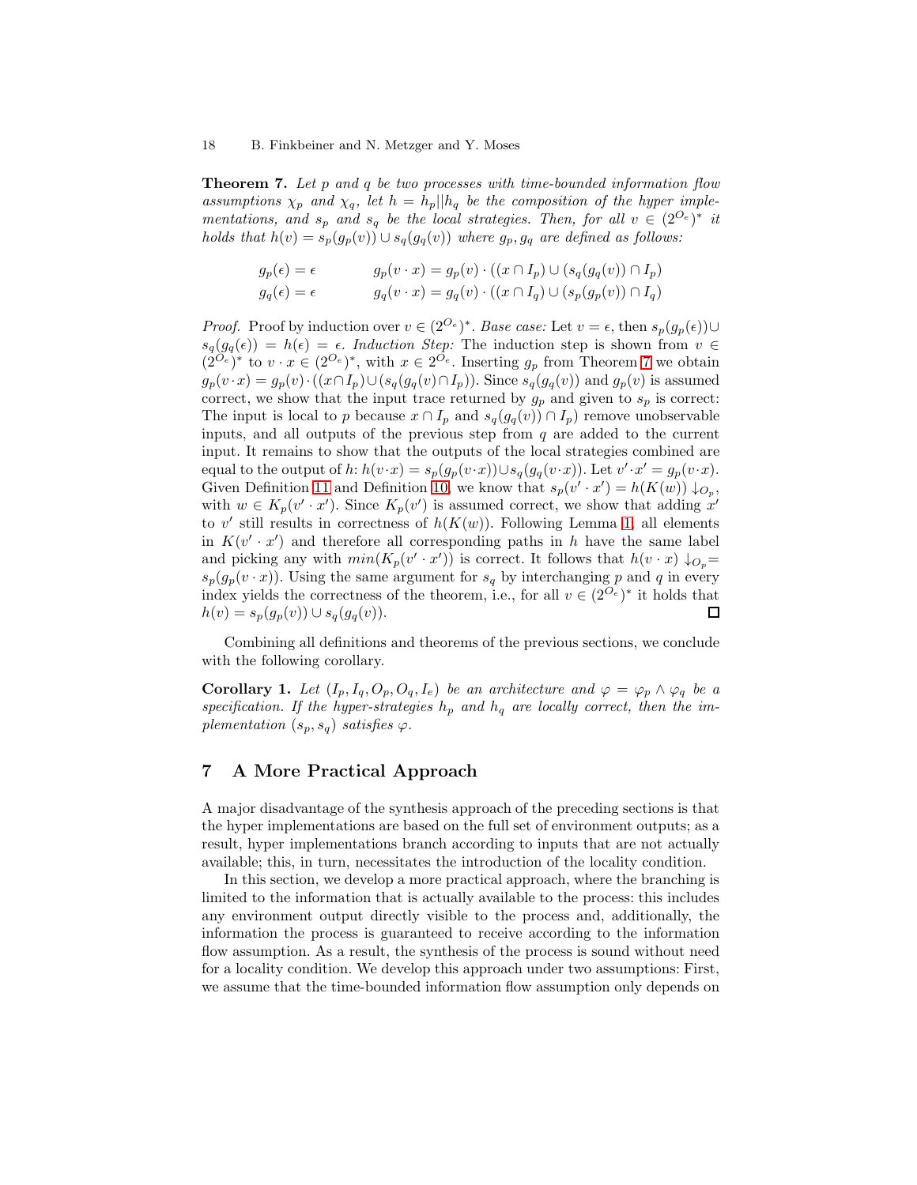**Theorem 7.** *Let $p$ and $q$ be two processes with time-bounded information flow assumptions $\chi_p$ and $\chi_q$, let $h = h_p||h_q$ be the composition of the hyper implementations, and $s_p$ and $s_q$ be the local strategies. Then, for all $v \in (2^{O_e})^*$ it holds that $h(v) = s_p(g_p(v)) \cup s_q(g_q(v))$ where $g_p, g_q$ are defined as follows:*

$$g_p(\epsilon) = \epsilon \qquad g_p(v \cdot x) = g_p(v) \cdot ((x \cap I_p) \cup (s_q(g_q(v)) \cap I_p)$$

$$g_q(\epsilon) = \epsilon \qquad g_q(v \cdot x) = g_q(v) \cdot ((x \cap I_q) \cup (s_p(g_p(v)) \cap I_q)$$

*Proof.* Proof by induction over $v \in (2^{O_e})^*$. *Base case:* Let $v = \epsilon$, then $s_p(g_p(\epsilon)) \cup s_q(g_q(\epsilon)) = h(\epsilon) = \epsilon$. *Induction Step:* The induction step is shown from $v \in (2^{O_e})^*$ to $v \cdot x \in (2^{O_e})^*$, with $x \in 2^{O_e}$. Inserting $g_p$ from Theorem 7 we obtain $g_p(v \cdot x) = g_p(v) \cdot ((x \cap I_p) \cup (s_q(g_q(v) \cap I_p))$. Since $s_q(g_q(v))$ and $g_p(v)$ is assumed correct, we show that the input trace returned by $g_p$ and given to $s_p$ is correct: The input is local to $p$ because $x \cap I_p$ and $s_q(g_q(v)) \cap I_p)$ remove unobservable inputs, and all outputs of the previous step from $q$ are added to the current input. It remains to show that the outputs of the local strategies combined are equal to the output of $h$: $h(v \cdot x) = s_p(g_p(v \cdot x)) \cup s_q(g_q(v \cdot x))$. Let $v' \cdot x' = g_p(v \cdot x)$. Given Definition 11 and Definition 10, we know that $s_p(v' \cdot x') = h(K(w)) \downarrow_{O_p}$, with $w \in K_p(v' \cdot x')$. Since $K_p(v')$ is assumed correct, we show that adding $x'$ to $v'$ still results in correctness of $h(K(w))$. Following Lemma 1, all elements in $K(v' \cdot x')$ and therefore all corresponding paths in $h$ have the same label and picking any with $min(K_p(v' \cdot x'))$ is correct. It follows that $h(v \cdot x) \downarrow_{O_p} = s_p(g_p(v \cdot x))$. Using the same argument for $s_q$ by interchanging $p$ and $q$ in every index yields the correctness of the theorem, i.e., for all $v \in (2^{O_e})^*$ it holds that $h(v) = s_p(g_p(v)) \cup s_q(g_q(v))$. □

Combining all definitions and theorems of the previous sections, we conclude with the following corollary.

**Corollary 1.** *Let $(I_p, I_q, O_p, O_q, I_e)$ be an architecture and $\varphi = \varphi_p \wedge \varphi_q$ be a specification. If the hyper-strategies $h_p$ and $h_q$ are locally correct, then the implementation $(s_p, s_q)$ satisfies $\varphi$.*

## 7 A More Practical Approach

A major disadvantage of the synthesis approach of the preceding sections is that the hyper implementations are based on the full set of environment outputs; as a result, hyper implementations branch according to inputs that are not actually available; this, in turn, necessitates the introduction of the locality condition.

In this section, we develop a more practical approach, where the branching is limited to the information that is actually available to the process: this includes any environment output directly visible to the process and, additionally, the information the process is guaranteed to receive according to the information flow assumption. As a result, the synthesis of the process is sound without need for a locality condition. We develop this approach under two assumptions: First, we assume that the time-bounded information flow assumption only depends on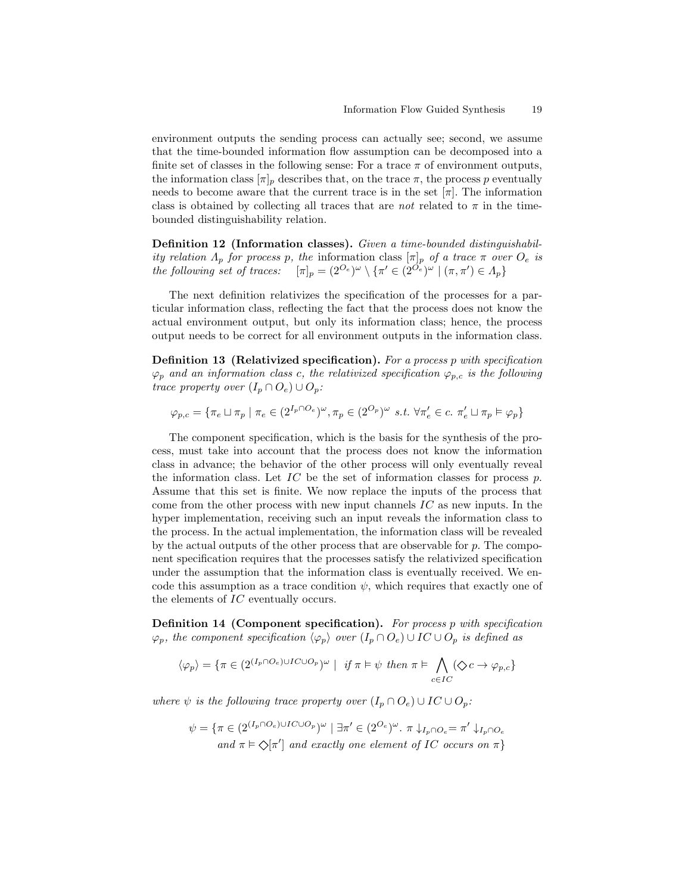environment outputs the sending process can actually see; second, we assume that the time-bounded information flow assumption can be decomposed into a finite set of classes in the following sense: For a trace $\pi$ of environment outputs, the information class $[\pi]_p$ describes that, on the trace $\pi$, the process $p$ eventually needs to become aware that the current trace is in the set $[\pi]$. The information class is obtained by collecting all traces that are *not* related to $\pi$ in the time-bounded distinguishability relation.

**Definition 12 (Information classes).** *Given a time-bounded distinguishability relation $\Lambda_p$ for process $p$, the* information class *$[\pi]_p$ of a trace $\pi$ over $O_e$ is the following set of traces:* $[\pi]_p = (2^{O_e})^\omega \setminus \{\pi' \in (2^{O_e})^\omega \mid (\pi, \pi') \in \Lambda_p\}$

The next definition relativizes the specification of the processes for a particular information class, reflecting the fact that the process does not know the actual environment output, but only its information class; hence, the process output needs to be correct for all environment outputs in the information class.

**Definition 13 (Relativized specification).** *For a process $p$ with specification $\varphi_p$ and an information class $c$, the relativized specification $\varphi_{p,c}$ is the following trace property over $(I_p \cap O_e) \cup O_p$:*

$$\varphi_{p,c} = \{\pi_e \sqcup \pi_p \mid \pi_e \in (2^{I_p \cap O_e})^\omega, \pi_p \in (2^{O_p})^\omega \text{ s.t. } \forall \pi'_e \in c.\ \pi'_e \sqcup \pi_p \vDash \varphi_p\}$$

The component specification, which is the basis for the synthesis of the process, must take into account that the process does not know the information class in advance; the behavior of the other process will only eventually reveal the information class. Let $IC$ be the set of information classes for process $p$. Assume that this set is finite. We now replace the inputs of the process that come from the other process with new input channels $IC$ as new inputs. In the hyper implementation, receiving such an input reveals the information class to the process. In the actual implementation, the information class will be revealed by the actual outputs of the other process that are observable for $p$. The component specification requires that the processes satisfy the relativized specification under the assumption that the information class is eventually received. We encode this assumption as a trace condition $\psi$, which requires that exactly one of the elements of $IC$ eventually occurs.

**Definition 14 (Component specification).** *For process $p$ with specification $\varphi_p$, the component specification $\langle \varphi_p \rangle$ over $(I_p \cap O_e) \cup IC \cup O_p$ is defined as*

$$\langle \varphi_p \rangle = \{\pi \in (2^{(I_p \cap O_e) \cup IC \cup O_p})^\omega \mid \text{ if } \pi \vDash \psi \text{ then } \pi \vDash \bigwedge_{c \in IC} (\Diamond c \rightarrow \varphi_{p,c}\}$$

*where $\psi$ is the following trace property over $(I_p \cap O_e) \cup IC \cup O_p$:*

$$\psi = \{\pi \in (2^{(I_p \cap O_e) \cup IC \cup O_p})^\omega \mid \exists \pi' \in (2^{O_e})^\omega.\ \pi \downarrow_{I_p \cap O_e} = \pi' \downarrow_{I_p \cap O_e} \text{ and } \pi \vDash \Diamond[\pi'] \text{ and exactly one element of } IC \text{ occurs on } \pi\}$$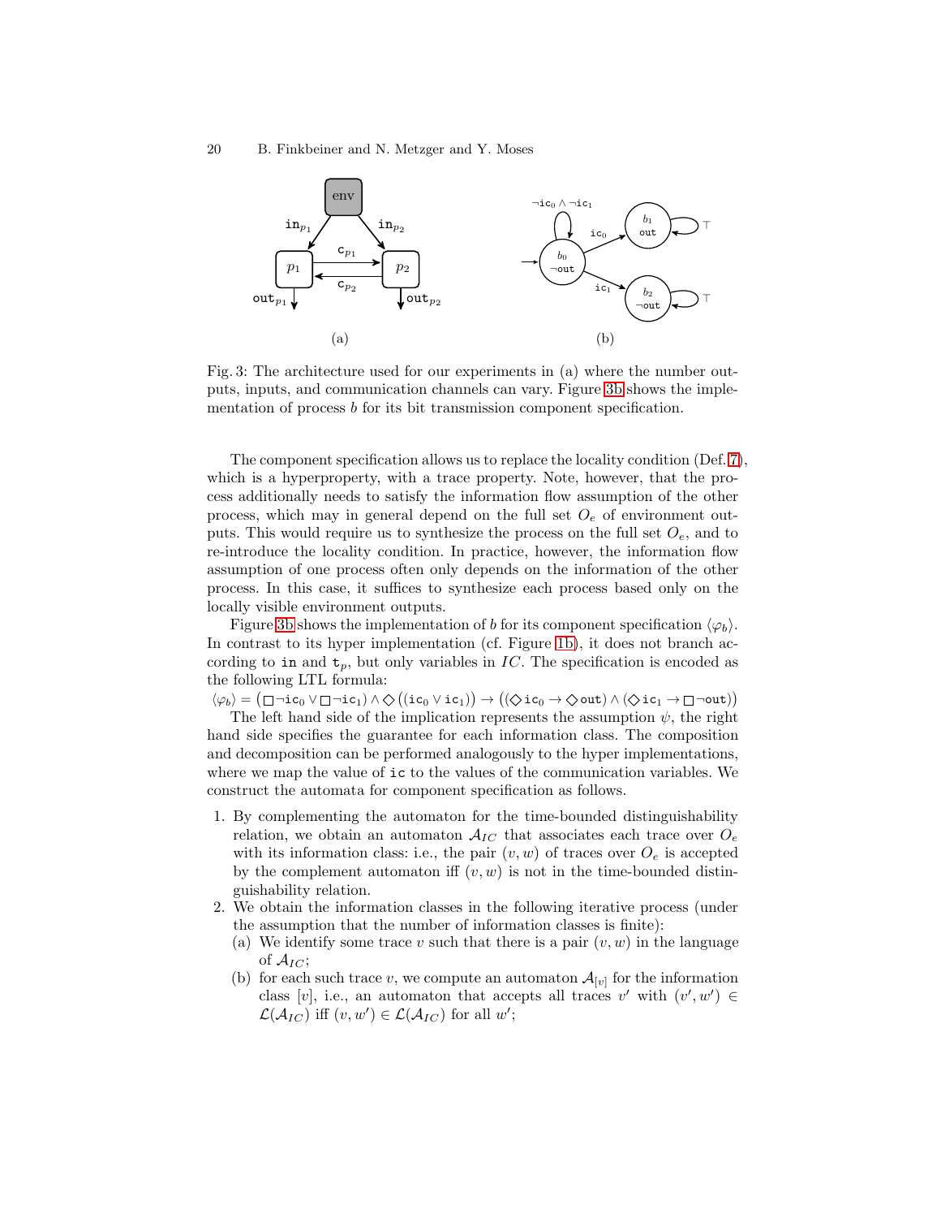(a)

(b)

Fig. 3: The architecture used for our experiments in (a) where the number outputs, inputs, and communication channels can vary. Figure 3b shows the implementation of process $b$ for its bit transmission component specification.

The component specification allows us to replace the locality condition (Def. 7), which is a hyperproperty, with a trace property. Note, however, that the process additionally needs to satisfy the information flow assumption of the other process, which may in general depend on the full set $O_e$ of environment outputs. This would require us to synthesize the process on the full set $O_e$, and to re-introduce the locality condition. In practice, however, the information flow assumption of one process often only depends on the information of the other process. In this case, it suffices to synthesize each process based only on the locally visible environment outputs.

Figure 3b shows the implementation of $b$ for its component specification $\langle \varphi_b \rangle$. In contrast to its hyper implementation (cf. Figure 1b), it does not branch according to $\mathtt{in}$ and $\mathtt{t}_p$, but only variables in $IC$. The specification is encoded as the following LTL formula:

$\langle \varphi_b \rangle = \left(\Box \neg \mathtt{ic}_0 \vee \Box \neg \mathtt{ic}_1\right) \wedge \Diamond \left((\mathtt{ic}_0 \vee \mathtt{ic}_1)\right) \rightarrow \left((\Diamond \mathtt{ic}_0 \rightarrow \Diamond \mathtt{out}) \wedge (\Diamond \mathtt{ic}_1 \rightarrow \Box \neg \mathtt{out})\right)$

The left hand side of the implication represents the assumption $\psi$, the right hand side specifies the guarantee for each information class. The composition and decomposition can be performed analogously to the hyper implementations, where we map the value of $\mathtt{ic}$ to the values of the communication variables. We construct the automata for component specification as follows.

1. By complementing the automaton for the time-bounded distinguishability relation, we obtain an automaton $\mathcal{A}_{IC}$ that associates each trace over $O_e$ with its information class: i.e., the pair $(v, w)$ of traces over $O_e$ is accepted by the complement automaton iff $(v, w)$ is not in the time-bounded distinguishability relation.
2. We obtain the information classes in the following iterative process (under the assumption that the number of information classes is finite):
   (a) We identify some trace $v$ such that there is a pair $(v, w)$ in the language of $\mathcal{A}_{IC}$;
   (b) for each such trace $v$, we compute an automaton $\mathcal{A}_{[v]}$ for the information class $[v]$, i.e., an automaton that accepts all traces $v'$ with $(v', w') \in \mathcal{L}(\mathcal{A}_{IC})$ iff $(v, w') \in \mathcal{L}(\mathcal{A}_{IC})$ for all $w'$;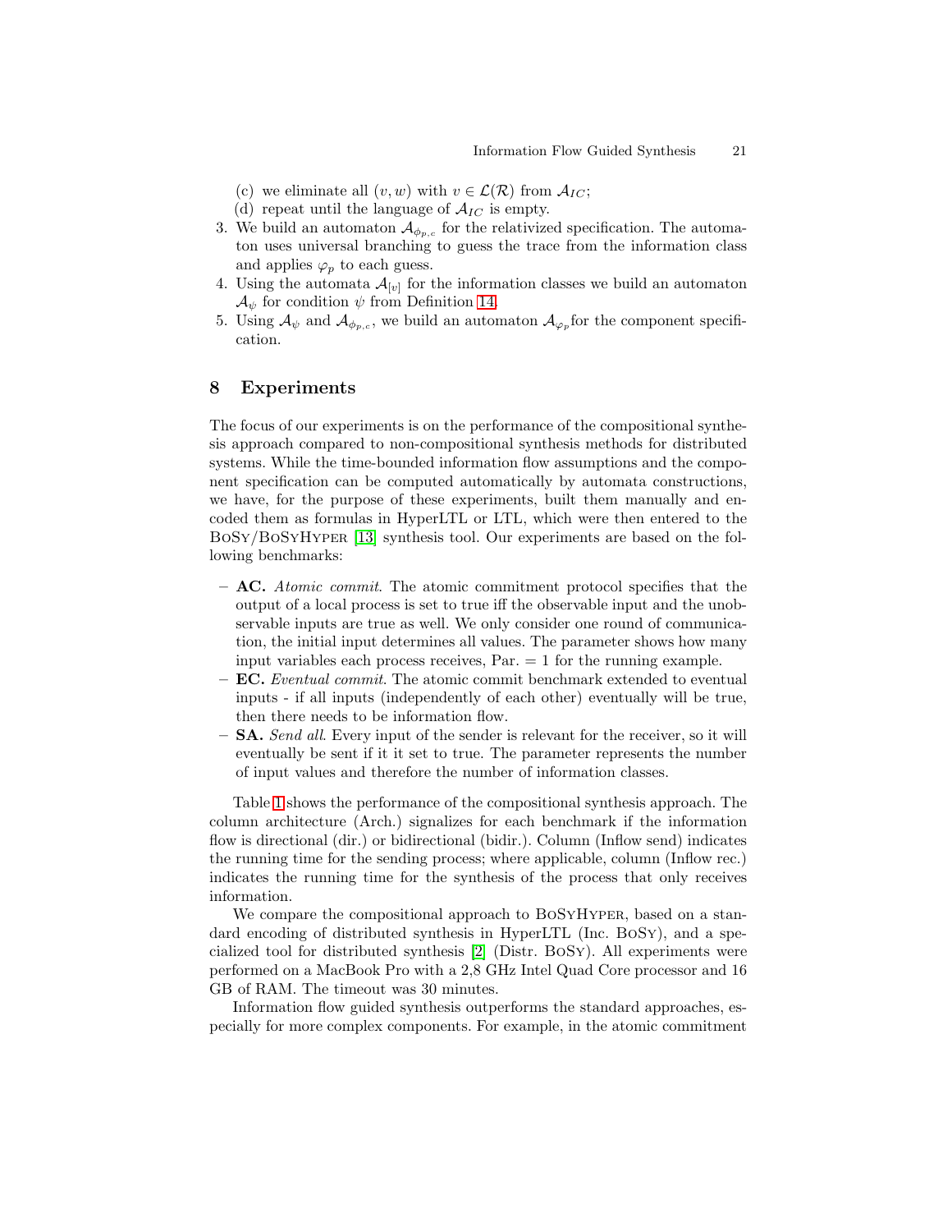(c) we eliminate all $(v, w)$ with $v \in \mathcal{L}(\mathcal{R})$ from $\mathcal{A}_{IC}$;
(d) repeat until the language of $\mathcal{A}_{IC}$ is empty.

3. We build an automaton $\mathcal{A}_{\phi_{p,c}}$ for the relativized specification. The automaton uses universal branching to guess the trace from the information class and applies $\varphi_p$ to each guess.
4. Using the automata $\mathcal{A}_{[v]}$ for the information classes we build an automaton $\mathcal{A}_{\psi}$ for condition $\psi$ from Definition 14.
5. Using $\mathcal{A}_{\psi}$ and $\mathcal{A}_{\phi_{p,c}}$, we build an automaton $\mathcal{A}_{\varphi_p}$ for the component specification.

## 8 Experiments

The focus of our experiments is on the performance of the compositional synthesis approach compared to non-compositional synthesis methods for distributed systems. While the time-bounded information flow assumptions and the component specification can be computed automatically by automata constructions, we have, for the purpose of these experiments, built them manually and encoded them as formulas in HyperLTL or LTL, which were then entered to the BoSy/BoSyHyper [13] synthesis tool. Our experiments are based on the following benchmarks:

- **AC.** *Atomic commit.* The atomic commitment protocol specifies that the output of a local process is set to true iff the observable input and the unobservable inputs are true as well. We only consider one round of communication, the initial input determines all values. The parameter shows how many input variables each process receives, Par. = 1 for the running example.
- **EC.** *Eventual commit.* The atomic commit benchmark extended to eventual inputs - if all inputs (independently of each other) eventually will be true, then there needs to be information flow.
- **SA.** *Send all.* Every input of the sender is relevant for the receiver, so it will eventually be sent if it it set to true. The parameter represents the number of input values and therefore the number of information classes.

Table 1 shows the performance of the compositional synthesis approach. The column architecture (Arch.) signalizes for each benchmark if the information flow is directional (dir.) or bidirectional (bidir.). Column (Inflow send) indicates the running time for the sending process; where applicable, column (Inflow rec.) indicates the running time for the synthesis of the process that only receives information.

We compare the compositional approach to BoSyHyper, based on a standard encoding of distributed synthesis in HyperLTL (Inc. BoSy), and a specialized tool for distributed synthesis [2] (Distr. BoSy). All experiments were performed on a MacBook Pro with a 2,8 GHz Intel Quad Core processor and 16 GB of RAM. The timeout was 30 minutes.

Information flow guided synthesis outperforms the standard approaches, especially for more complex components. For example, in the atomic commitment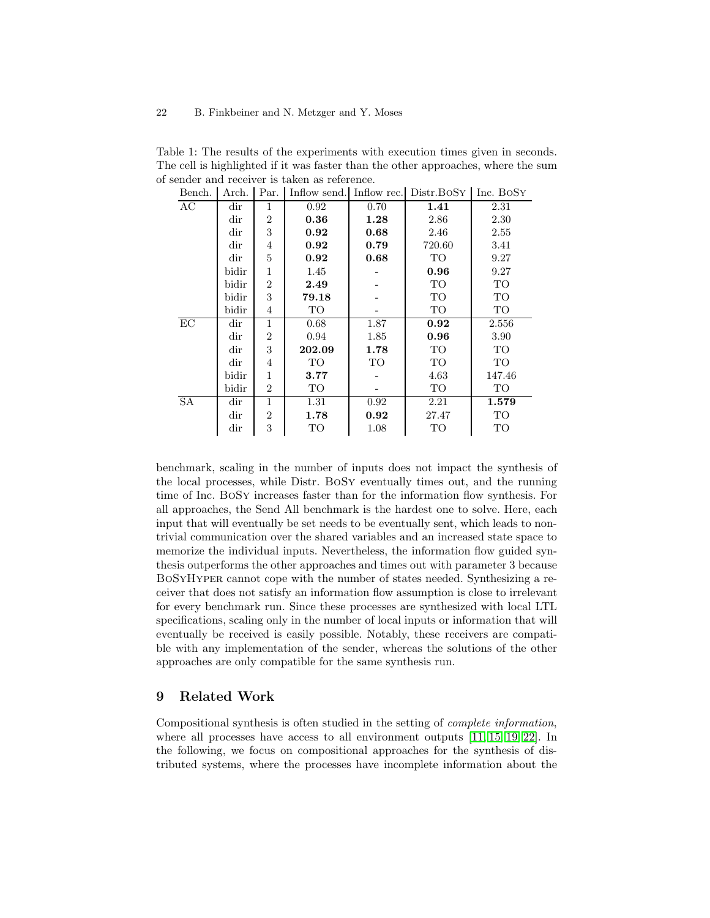Table 1: The results of the experiments with execution times given in seconds. The cell is highlighted if it was faster than the other approaches, where the sum of sender and receiver is taken as reference.

| Bench. | Arch. | Par. | Inflow send. | Inflow rec. | Distr.BoSy | Inc. BoSy |
|---|---|---|---|---|---|---|
| AC | dir | 1 | 0.92 | 0.70 | **1.41** | 2.31 |
| | dir | 2 | **0.36** | **1.28** | 2.86 | 2.30 |
| | dir | 3 | **0.92** | **0.68** | 2.46 | 2.55 |
| | dir | 4 | **0.92** | **0.79** | 720.60 | 3.41 |
| | dir | 5 | **0.92** | **0.68** | TO | 9.27 |
| | bidir | 1 | 1.45 | - | **0.96** | 9.27 |
| | bidir | 2 | **2.49** | - | TO | TO |
| | bidir | 3 | **79.18** | - | TO | TO |
| | bidir | 4 | TO | - | TO | TO |
| EC | dir | 1 | 0.68 | 1.87 | **0.92** | 2.556 |
| | dir | 2 | 0.94 | 1.85 | **0.96** | 3.90 |
| | dir | 3 | **202.09** | **1.78** | TO | TO |
| | dir | 4 | TO | TO | TO | TO |
| | bidir | 1 | **3.77** | - | 4.63 | 147.46 |
| | bidir | 2 | TO | - | TO | TO |
| SA | dir | 1 | 1.31 | 0.92 | 2.21 | **1.579** |
| | dir | 2 | **1.78** | **0.92** | 27.47 | TO |
| | dir | 3 | TO | 1.08 | TO | TO |

benchmark, scaling in the number of inputs does not impact the synthesis of the local processes, while Distr. BoSy eventually times out, and the running time of Inc. BoSy increases faster than for the information flow synthesis. For all approaches, the Send All benchmark is the hardest one to solve. Here, each input that will eventually be set needs to be eventually sent, which leads to non-trivial communication over the shared variables and an increased state space to memorize the individual inputs. Nevertheless, the information flow guided synthesis outperforms the other approaches and times out with parameter 3 because BoSyHyper cannot cope with the number of states needed. Synthesizing a receiver that does not satisfy an information flow assumption is close to irrelevant for every benchmark run. Since these processes are synthesized with local LTL specifications, scaling only in the number of local inputs or information that will eventually be received is easily possible. Notably, these receivers are compatible with any implementation of the sender, whereas the solutions of the other approaches are only compatible for the same synthesis run.

## 9 Related Work

Compositional synthesis is often studied in the setting of *complete information*, where all processes have access to all environment outputs [11,15,19,22]. In the following, we focus on compositional approaches for the synthesis of distributed systems, where the processes have incomplete information about the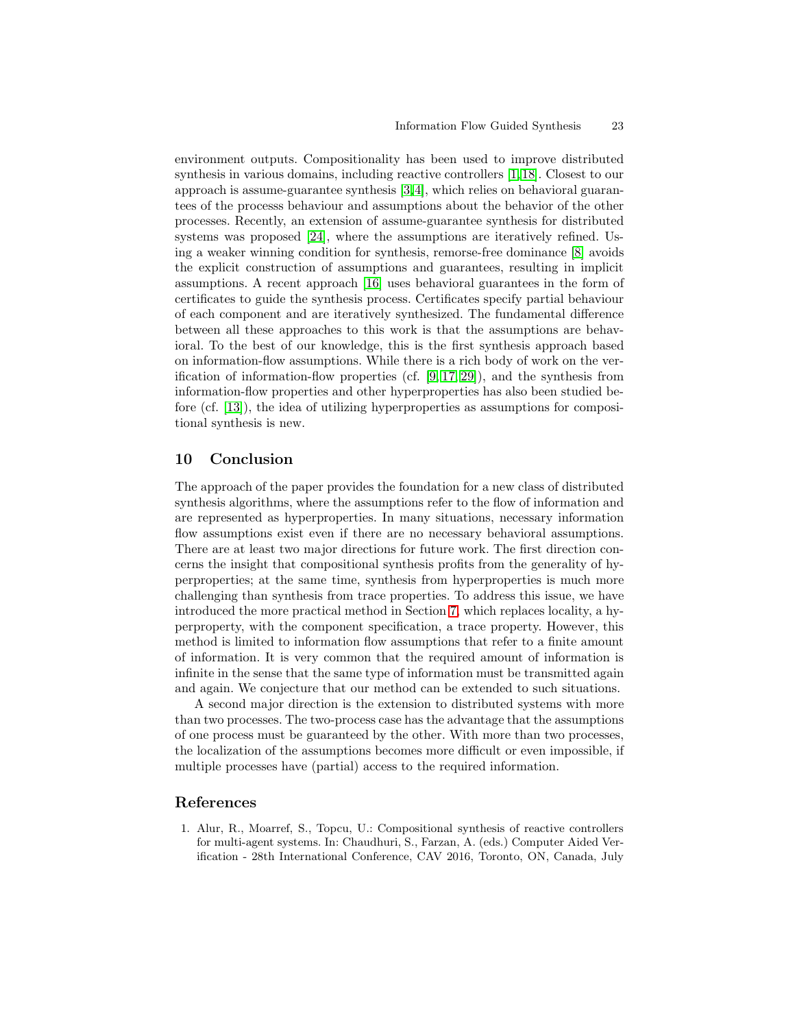environment outputs. Compositionality has been used to improve distributed synthesis in various domains, including reactive controllers [1,18]. Closest to our approach is assume-guarantee synthesis [3,4], which relies on behavioral guarantees of the processs behaviour and assumptions about the behavior of the other processes. Recently, an extension of assume-guarantee synthesis for distributed systems was proposed [24], where the assumptions are iteratively refined. Using a weaker winning condition for synthesis, remorse-free dominance [8] avoids the explicit construction of assumptions and guarantees, resulting in implicit assumptions. A recent approach [16] uses behavioral guarantees in the form of certificates to guide the synthesis process. Certificates specify partial behaviour of each component and are iteratively synthesized. The fundamental difference between all these approaches to this work is that the assumptions are behavioral. To the best of our knowledge, this is the first synthesis approach based on information-flow assumptions. While there is a rich body of work on the verification of information-flow properties (cf. [9,17,29]), and the synthesis from information-flow properties and other hyperproperties has also been studied before (cf. [13]), the idea of utilizing hyperproperties as assumptions for compositional synthesis is new.

## 10 Conclusion

The approach of the paper provides the foundation for a new class of distributed synthesis algorithms, where the assumptions refer to the flow of information and are represented as hyperproperties. In many situations, necessary information flow assumptions exist even if there are no necessary behavioral assumptions. There are at least two major directions for future work. The first direction concerns the insight that compositional synthesis profits from the generality of hyperproperties; at the same time, synthesis from hyperproperties is much more challenging than synthesis from trace properties. To address this issue, we have introduced the more practical method in Section 7, which replaces locality, a hyperproperty, with the component specification, a trace property. However, this method is limited to information flow assumptions that refer to a finite amount of information. It is very common that the required amount of information is infinite in the sense that the same type of information must be transmitted again and again. We conjecture that our method can be extended to such situations.

A second major direction is the extension to distributed systems with more than two processes. The two-process case has the advantage that the assumptions of one process must be guaranteed by the other. With more than two processes, the localization of the assumptions becomes more difficult or even impossible, if multiple processes have (partial) access to the required information.

## References

1. Alur, R., Moarref, S., Topcu, U.: Compositional synthesis of reactive controllers for multi-agent systems. In: Chaudhuri, S., Farzan, A. (eds.) Computer Aided Verification - 28th International Conference, CAV 2016, Toronto, ON, Canada, July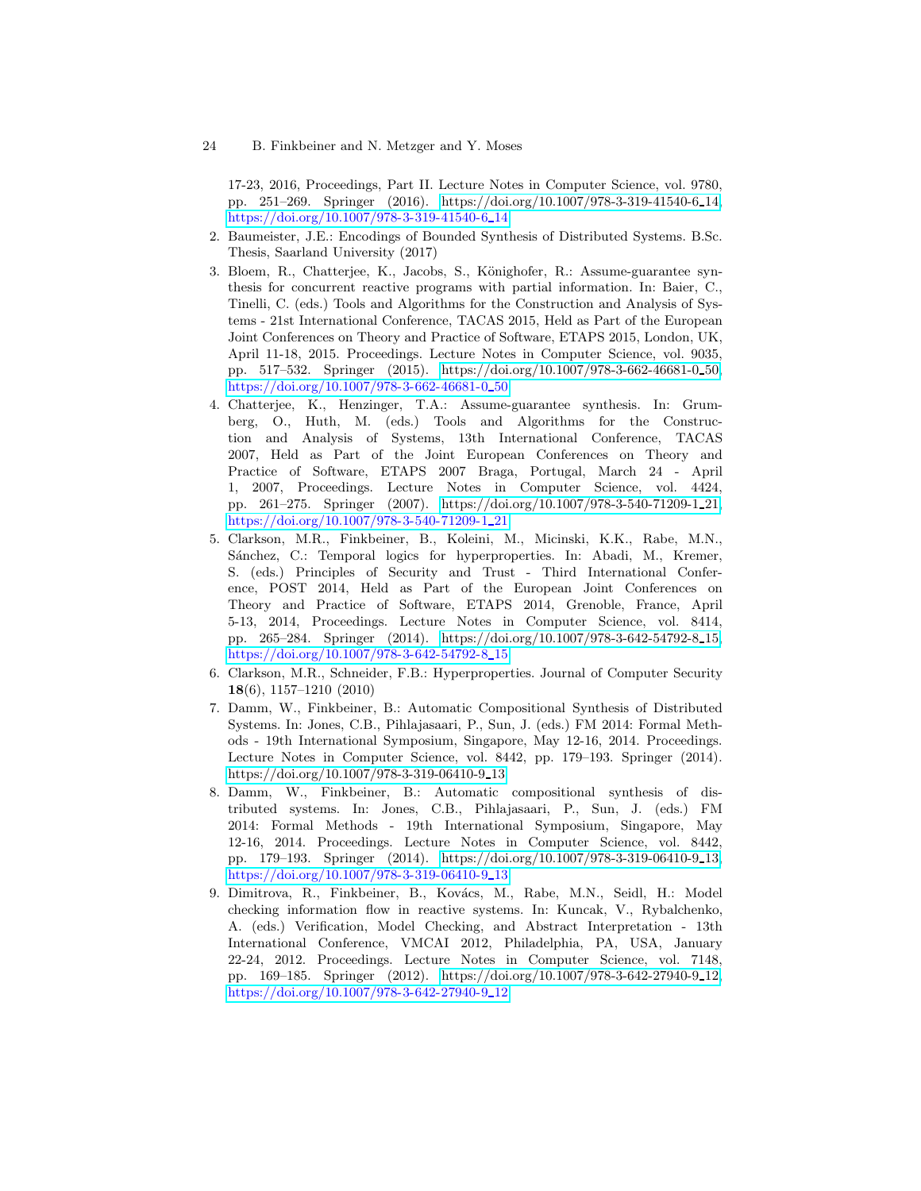17-23, 2016, Proceedings, Part II. Lecture Notes in Computer Science, vol. 9780, pp. 251–269. Springer (2016). https://doi.org/10.1007/978-3-319-41540-6_14, https://doi.org/10.1007/978-3-319-41540-6_14

2. Baumeister, J.E.: Encodings of Bounded Synthesis of Distributed Systems. B.Sc. Thesis, Saarland University (2017)
3. Bloem, R., Chatterjee, K., Jacobs, S., Könighofer, R.: Assume-guarantee synthesis for concurrent reactive programs with partial information. In: Baier, C., Tinelli, C. (eds.) Tools and Algorithms for the Construction and Analysis of Systems - 21st International Conference, TACAS 2015, Held as Part of the European Joint Conferences on Theory and Practice of Software, ETAPS 2015, London, UK, April 11-18, 2015. Proceedings. Lecture Notes in Computer Science, vol. 9035, pp. 517–532. Springer (2015). https://doi.org/10.1007/978-3-662-46681-0_50, https://doi.org/10.1007/978-3-662-46681-0_50
4. Chatterjee, K., Henzinger, T.A.: Assume-guarantee synthesis. In: Grumberg, O., Huth, M. (eds.) Tools and Algorithms for the Construction and Analysis of Systems, 13th International Conference, TACAS 2007, Held as Part of the Joint European Conferences on Theory and Practice of Software, ETAPS 2007 Braga, Portugal, March 24 - April 1, 2007, Proceedings. Lecture Notes in Computer Science, vol. 4424, pp. 261–275. Springer (2007). https://doi.org/10.1007/978-3-540-71209-1_21, https://doi.org/10.1007/978-3-540-71209-1_21
5. Clarkson, M.R., Finkbeiner, B., Koleini, M., Micinski, K.K., Rabe, M.N., Sánchez, C.: Temporal logics for hyperproperties. In: Abadi, M., Kremer, S. (eds.) Principles of Security and Trust - Third International Conference, POST 2014, Held as Part of the European Joint Conferences on Theory and Practice of Software, ETAPS 2014, Grenoble, France, April 5-13, 2014, Proceedings. Lecture Notes in Computer Science, vol. 8414, pp. 265–284. Springer (2014). https://doi.org/10.1007/978-3-642-54792-8_15, https://doi.org/10.1007/978-3-642-54792-8_15
6. Clarkson, M.R., Schneider, F.B.: Hyperproperties. Journal of Computer Security **18**(6), 1157–1210 (2010)
7. Damm, W., Finkbeiner, B.: Automatic Compositional Synthesis of Distributed Systems. In: Jones, C.B., Pihlajasaari, P., Sun, J. (eds.) FM 2014: Formal Methods - 19th International Symposium, Singapore, May 12-16, 2014. Proceedings. Lecture Notes in Computer Science, vol. 8442, pp. 179–193. Springer (2014). https://doi.org/10.1007/978-3-319-06410-9_13
8. Damm, W., Finkbeiner, B.: Automatic compositional synthesis of distributed systems. In: Jones, C.B., Pihlajasaari, P., Sun, J. (eds.) FM 2014: Formal Methods - 19th International Symposium, Singapore, May 12-16, 2014. Proceedings. Lecture Notes in Computer Science, vol. 8442, pp. 179–193. Springer (2014). https://doi.org/10.1007/978-3-319-06410-9_13, https://doi.org/10.1007/978-3-319-06410-9_13
9. Dimitrova, R., Finkbeiner, B., Kovács, M., Rabe, M.N., Seidl, H.: Model checking information flow in reactive systems. In: Kuncak, V., Rybalchenko, A. (eds.) Verification, Model Checking, and Abstract Interpretation - 13th International Conference, VMCAI 2012, Philadelphia, PA, USA, January 22-24, 2012. Proceedings. Lecture Notes in Computer Science, vol. 7148, pp. 169–185. Springer (2012). https://doi.org/10.1007/978-3-642-27940-9_12, https://doi.org/10.1007/978-3-642-27940-9_12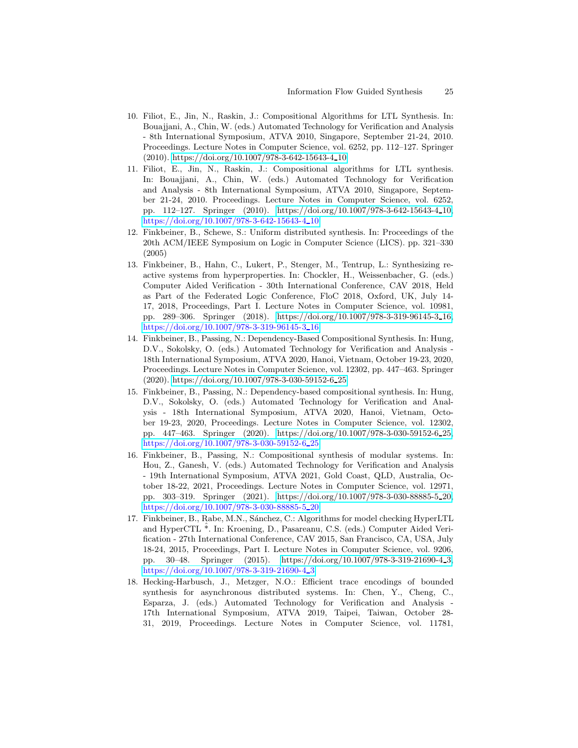10. Filiot, E., Jin, N., Raskin, J.: Compositional Algorithms for LTL Synthesis. In: Bouajjani, A., Chin, W. (eds.) Automated Technology for Verification and Analysis - 8th International Symposium, ATVA 2010, Singapore, September 21-24, 2010. Proceedings. Lecture Notes in Computer Science, vol. 6252, pp. 112–127. Springer (2010). https://doi.org/10.1007/978-3-642-15643-4_10
11. Filiot, E., Jin, N., Raskin, J.: Compositional algorithms for LTL synthesis. In: Bouajjani, A., Chin, W. (eds.) Automated Technology for Verification and Analysis - 8th International Symposium, ATVA 2010, Singapore, September 21-24, 2010. Proceedings. Lecture Notes in Computer Science, vol. 6252, pp. 112–127. Springer (2010). https://doi.org/10.1007/978-3-642-15643-4_10, https://doi.org/10.1007/978-3-642-15643-4_10
12. Finkbeiner, B., Schewe, S.: Uniform distributed synthesis. In: Proceedings of the 20th ACM/IEEE Symposium on Logic in Computer Science (LICS). pp. 321–330 (2005)
13. Finkbeiner, B., Hahn, C., Lukert, P., Stenger, M., Tentrup, L.: Synthesizing reactive systems from hyperproperties. In: Chockler, H., Weissenbacher, G. (eds.) Computer Aided Verification - 30th International Conference, CAV 2018, Held as Part of the Federated Logic Conference, FloC 2018, Oxford, UK, July 14-17, 2018, Proceedings, Part I. Lecture Notes in Computer Science, vol. 10981, pp. 289–306. Springer (2018). https://doi.org/10.1007/978-3-319-96145-3_16, https://doi.org/10.1007/978-3-319-96145-3_16
14. Finkbeiner, B., Passing, N.: Dependency-Based Compositional Synthesis. In: Hung, D.V., Sokolsky, O. (eds.) Automated Technology for Verification and Analysis - 18th International Symposium, ATVA 2020, Hanoi, Vietnam, October 19-23, 2020, Proceedings. Lecture Notes in Computer Science, vol. 12302, pp. 447–463. Springer (2020). https://doi.org/10.1007/978-3-030-59152-6_25
15. Finkbeiner, B., Passing, N.: Dependency-based compositional synthesis. In: Hung, D.V., Sokolsky, O. (eds.) Automated Technology for Verification and Analysis - 18th International Symposium, ATVA 2020, Hanoi, Vietnam, October 19-23, 2020, Proceedings. Lecture Notes in Computer Science, vol. 12302, pp. 447–463. Springer (2020). https://doi.org/10.1007/978-3-030-59152-6_25, https://doi.org/10.1007/978-3-030-59152-6_25
16. Finkbeiner, B., Passing, N.: Compositional synthesis of modular systems. In: Hou, Z., Ganesh, V. (eds.) Automated Technology for Verification and Analysis - 19th International Symposium, ATVA 2021, Gold Coast, QLD, Australia, October 18-22, 2021, Proceedings. Lecture Notes in Computer Science, vol. 12971, pp. 303–319. Springer (2021). https://doi.org/10.1007/978-3-030-88885-5_20, https://doi.org/10.1007/978-3-030-88885-5_20
17. Finkbeiner, B., Rabe, M.N., Sánchez, C.: Algorithms for model checking HyperLTL and HyperCTL $\hat{*}$. In: Kroening, D., Pasareanu, C.S. (eds.) Computer Aided Verification - 27th International Conference, CAV 2015, San Francisco, CA, USA, July 18-24, 2015, Proceedings, Part I. Lecture Notes in Computer Science, vol. 9206, pp. 30–48. Springer (2015). https://doi.org/10.1007/978-3-319-21690-4_3, https://doi.org/10.1007/978-3-319-21690-4_3
18. Hecking-Harbusch, J., Metzger, N.O.: Efficient trace encodings of bounded synthesis for asynchronous distributed systems. In: Chen, Y., Cheng, C., Esparza, J. (eds.) Automated Technology for Verification and Analysis - 17th International Symposium, ATVA 2019, Taipei, Taiwan, October 28-31, 2019, Proceedings. Lecture Notes in Computer Science, vol. 11781,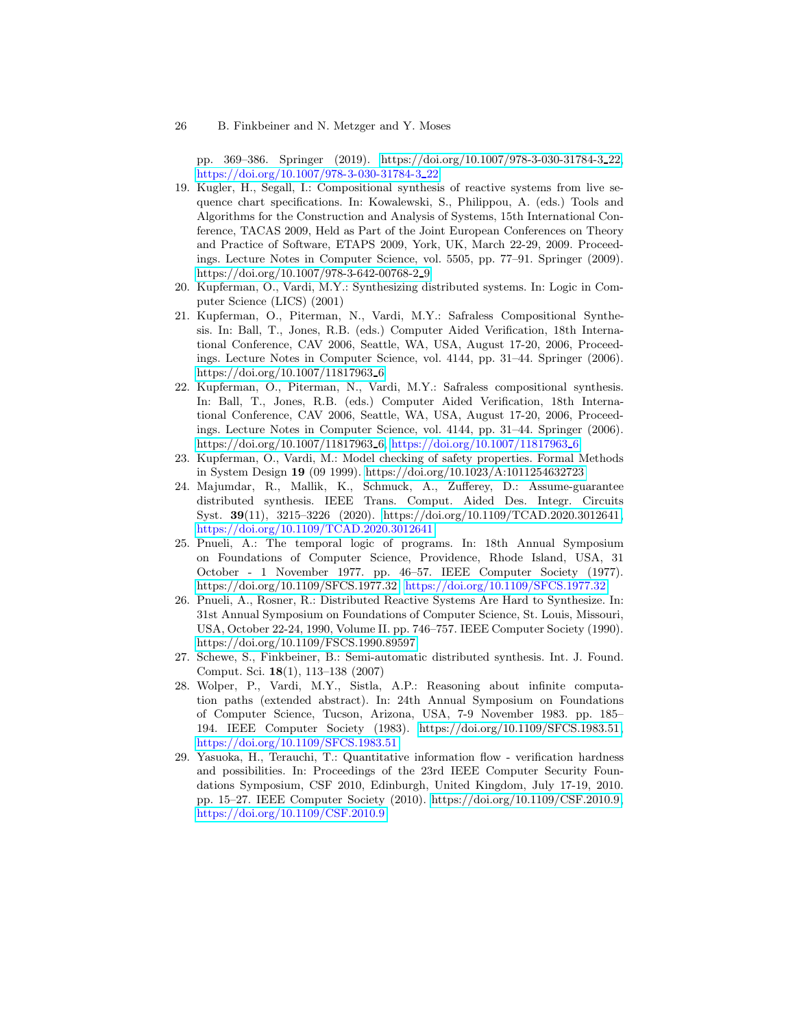pp. 369–386. Springer (2019). https://doi.org/10.1007/978-3-030-31784-3_22, https://doi.org/10.1007/978-3-030-31784-3_22

19. Kugler, H., Segall, I.: Compositional synthesis of reactive systems from live sequence chart specifications. In: Kowalewski, S., Philippou, A. (eds.) Tools and Algorithms for the Construction and Analysis of Systems, 15th International Conference, TACAS 2009, Held as Part of the Joint European Conferences on Theory and Practice of Software, ETAPS 2009, York, UK, March 22-29, 2009. Proceedings. Lecture Notes in Computer Science, vol. 5505, pp. 77–91. Springer (2009). https://doi.org/10.1007/978-3-642-00768-2_9
20. Kupferman, O., Vardi, M.Y.: Synthesizing distributed systems. In: Logic in Computer Science (LICS) (2001)
21. Kupferman, O., Piterman, N., Vardi, M.Y.: Safraless Compositional Synthesis. In: Ball, T., Jones, R.B. (eds.) Computer Aided Verification, 18th International Conference, CAV 2006, Seattle, WA, USA, August 17-20, 2006, Proceedings. Lecture Notes in Computer Science, vol. 4144, pp. 31–44. Springer (2006). https://doi.org/10.1007/11817963_6
22. Kupferman, O., Piterman, N., Vardi, M.Y.: Safraless compositional synthesis. In: Ball, T., Jones, R.B. (eds.) Computer Aided Verification, 18th International Conference, CAV 2006, Seattle, WA, USA, August 17-20, 2006, Proceedings. Lecture Notes in Computer Science, vol. 4144, pp. 31–44. Springer (2006). https://doi.org/10.1007/11817963_6, https://doi.org/10.1007/11817963_6
23. Kupferman, O., Vardi, M.: Model checking of safety properties. Formal Methods in System Design **19** (09 1999). https://doi.org/10.1023/A:1011254632723
24. Majumdar, R., Mallik, K., Schmuck, A., Zufferey, D.: Assume-guarantee distributed synthesis. IEEE Trans. Comput. Aided Des. Integr. Circuits Syst. **39**(11), 3215–3226 (2020). https://doi.org/10.1109/TCAD.2020.3012641, https://doi.org/10.1109/TCAD.2020.3012641
25. Pnueli, A.: The temporal logic of programs. In: 18th Annual Symposium on Foundations of Computer Science, Providence, Rhode Island, USA, 31 October - 1 November 1977. pp. 46–57. IEEE Computer Society (1977). https://doi.org/10.1109/SFCS.1977.32, https://doi.org/10.1109/SFCS.1977.32
26. Pnueli, A., Rosner, R.: Distributed Reactive Systems Are Hard to Synthesize. In: 31st Annual Symposium on Foundations of Computer Science, St. Louis, Missouri, USA, October 22-24, 1990, Volume II. pp. 746–757. IEEE Computer Society (1990). https://doi.org/10.1109/FSCS.1990.89597
27. Schewe, S., Finkbeiner, B.: Semi-automatic distributed synthesis. Int. J. Found. Comput. Sci. **18**(1), 113–138 (2007)
28. Wolper, P., Vardi, M.Y., Sistla, A.P.: Reasoning about infinite computation paths (extended abstract). In: 24th Annual Symposium on Foundations of Computer Science, Tucson, Arizona, USA, 7-9 November 1983. pp. 185–194. IEEE Computer Society (1983). https://doi.org/10.1109/SFCS.1983.51, https://doi.org/10.1109/SFCS.1983.51
29. Yasuoka, H., Terauchi, T.: Quantitative information flow - verification hardness and possibilities. In: Proceedings of the 23rd IEEE Computer Security Foundations Symposium, CSF 2010, Edinburgh, United Kingdom, July 17-19, 2010. pp. 15–27. IEEE Computer Society (2010). https://doi.org/10.1109/CSF.2010.9, https://doi.org/10.1109/CSF.2010.9